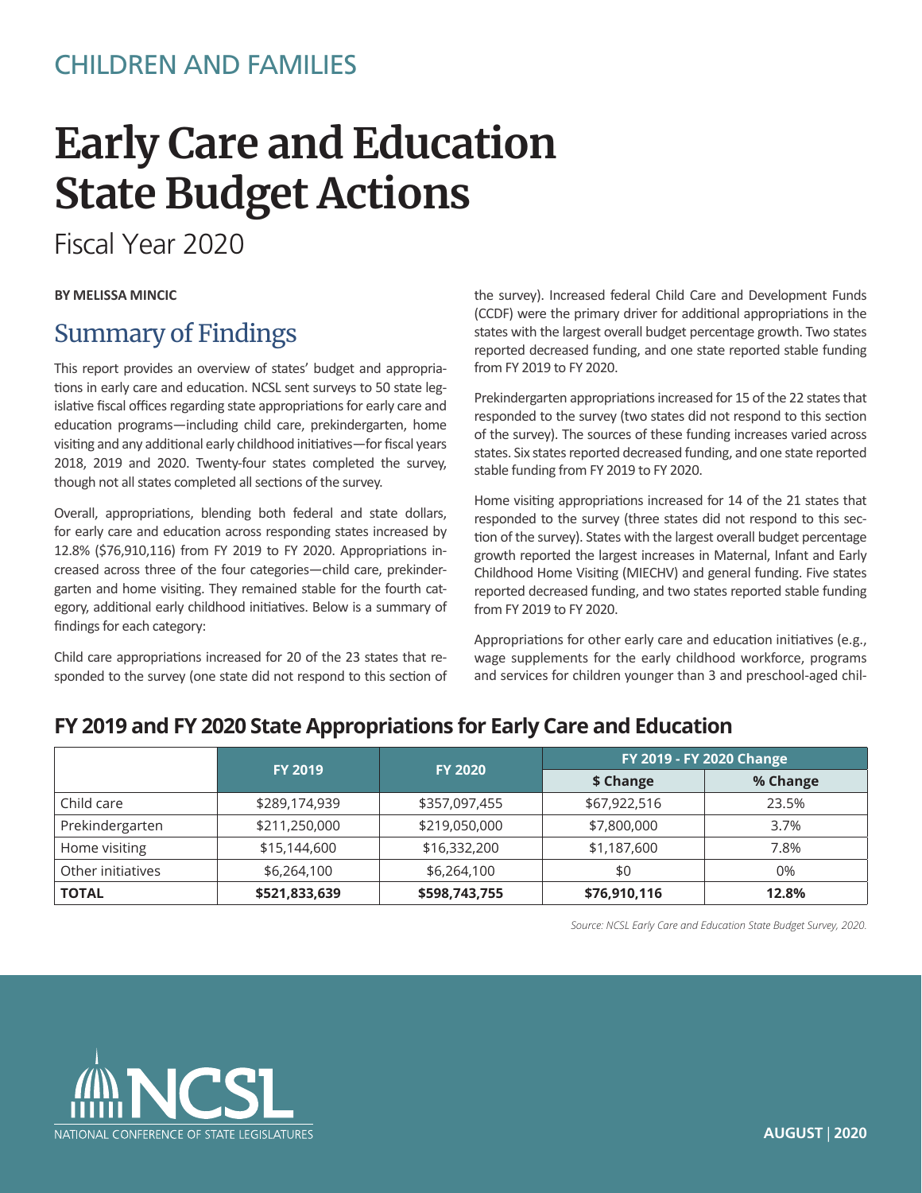CHILDREN AND FAMILIES

# Early Care and Education State Budget Actions

Fiscal Year 2020

**BY MELISSA MINCIC**

## Summary of Findings

This report provides an overview of states' budget and appropriations in early care and education. NCSL sent surveys to 50 state legislative fiscal offices regarding state appropriations for early care and education programs—including child care, prekindergarten, home visiting and any additional early childhood initiatives—for fiscal years 2018, 2019 and 2020. Twenty-four states completed the survey, though not all states completed all sections of the survey.

Overall, appropriations, blending both federal and state dollars, for early care and education across responding states increased by 12.8% ($76,910,116) from FY 2019 to FY 2020. Appropriations increased across three of the four categories—child care, prekindergarten and home visiting. They remained stable for the fourth category, additional early childhood initiatives. Below is a summary of findings for each category:

Child care appropriations increased for 20 of the 23 states that responded to the survey (one state did not respond to this section of the survey). Increased federal Child Care and Development Funds (CCDF) were the primary driver for additional appropriations in the states with the largest overall budget percentage growth. Two states reported decreased funding, and one state reported stable funding from FY 2019 to FY 2020.

Prekindergarten appropriations increased for 15 of the 22 states that responded to the survey (two states did not respond to this section of the survey). The sources of these funding increases varied across states. Six states reported decreased funding, and one state reported stable funding from FY 2019 to FY 2020.

Home visiting appropriations increased for 14 of the 21 states that responded to the survey (three states did not respond to this section of the survey). States with the largest overall budget percentage growth reported the largest increases in Maternal, Infant and Early Childhood Home Visiting (MIECHV) and general funding. Five states reported decreased funding, and two states reported stable funding from FY 2019 to FY 2020.

Appropriations for other early care and education initiatives (e.g., wage supplements for the early childhood workforce, programs and services for children younger than 3 and preschool-aged chil-

### FY 2019 and FY 2020 State Appropriations for Early Care and Education

| | FY 2019 | FY 2020 | FY 2019 - FY 2020 Change | |
|---|---|---|---|---|
| | | | $ Change | % Change |
| Child care | $289,174,939 | $357,097,455 | $67,922,516 | 23.5% |
| Prekindergarten | $211,250,000 | $219,050,000 | $7,800,000 | 3.7% |
| Home visiting | $15,144,600 | $16,332,200 | $1,187,600 | 7.8% |
| Other initiatives | $6,264,100 | $6,264,100 | $0 | 0% |
| **TOTAL** | **$521,833,639** | **$598,743,755** | **$76,910,116** | **12.8%** |

*Source: NCSL Early Care and Education State Budget Survey, 2020.*

NCSL
NATIONAL CONFERENCE OF STATE LEGISLATURES

**AUGUST | 2020**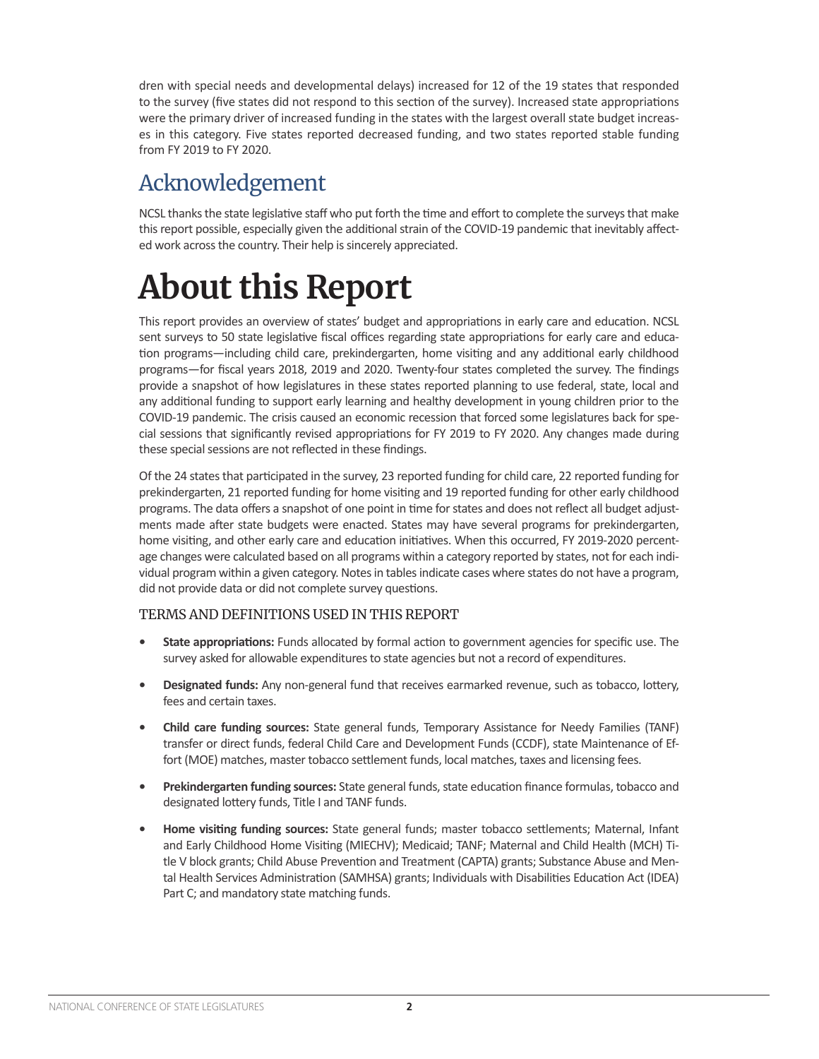dren with special needs and developmental delays) increased for 12 of the 19 states that responded to the survey (five states did not respond to this section of the survey). Increased state appropriations were the primary driver of increased funding in the states with the largest overall state budget increases in this category. Five states reported decreased funding, and two states reported stable funding from FY 2019 to FY 2020.

## Acknowledgement

NCSL thanks the state legislative staff who put forth the time and effort to complete the surveys that make this report possible, especially given the additional strain of the COVID-19 pandemic that inevitably affected work across the country. Their help is sincerely appreciated.

# About this Report

This report provides an overview of states' budget and appropriations in early care and education. NCSL sent surveys to 50 state legislative fiscal offices regarding state appropriations for early care and education programs—including child care, prekindergarten, home visiting and any additional early childhood programs—for fiscal years 2018, 2019 and 2020. Twenty-four states completed the survey. The findings provide a snapshot of how legislatures in these states reported planning to use federal, state, local and any additional funding to support early learning and healthy development in young children prior to the COVID-19 pandemic. The crisis caused an economic recession that forced some legislatures back for special sessions that significantly revised appropriations for FY 2019 to FY 2020. Any changes made during these special sessions are not reflected in these findings.

Of the 24 states that participated in the survey, 23 reported funding for child care, 22 reported funding for prekindergarten, 21 reported funding for home visiting and 19 reported funding for other early childhood programs. The data offers a snapshot of one point in time for states and does not reflect all budget adjustments made after state budgets were enacted. States may have several programs for prekindergarten, home visiting, and other early care and education initiatives. When this occurred, FY 2019-2020 percentage changes were calculated based on all programs within a category reported by states, not for each individual program within a given category. Notes in tables indicate cases where states do not have a program, did not provide data or did not complete survey questions.

### TERMS AND DEFINITIONS USED IN THIS REPORT

- **State appropriations:** Funds allocated by formal action to government agencies for specific use. The survey asked for allowable expenditures to state agencies but not a record of expenditures.
- **Designated funds:** Any non-general fund that receives earmarked revenue, such as tobacco, lottery, fees and certain taxes.
- **Child care funding sources:** State general funds, Temporary Assistance for Needy Families (TANF) transfer or direct funds, federal Child Care and Development Funds (CCDF), state Maintenance of Effort (MOE) matches, master tobacco settlement funds, local matches, taxes and licensing fees.
- **Prekindergarten funding sources:** State general funds, state education finance formulas, tobacco and designated lottery funds, Title I and TANF funds.
- **Home visiting funding sources:** State general funds; master tobacco settlements; Maternal, Infant and Early Childhood Home Visiting (MIECHV); Medicaid; TANF; Maternal and Child Health (MCH) Title V block grants; Child Abuse Prevention and Treatment (CAPTA) grants; Substance Abuse and Mental Health Services Administration (SAMHSA) grants; Individuals with Disabilities Education Act (IDEA) Part C; and mandatory state matching funds.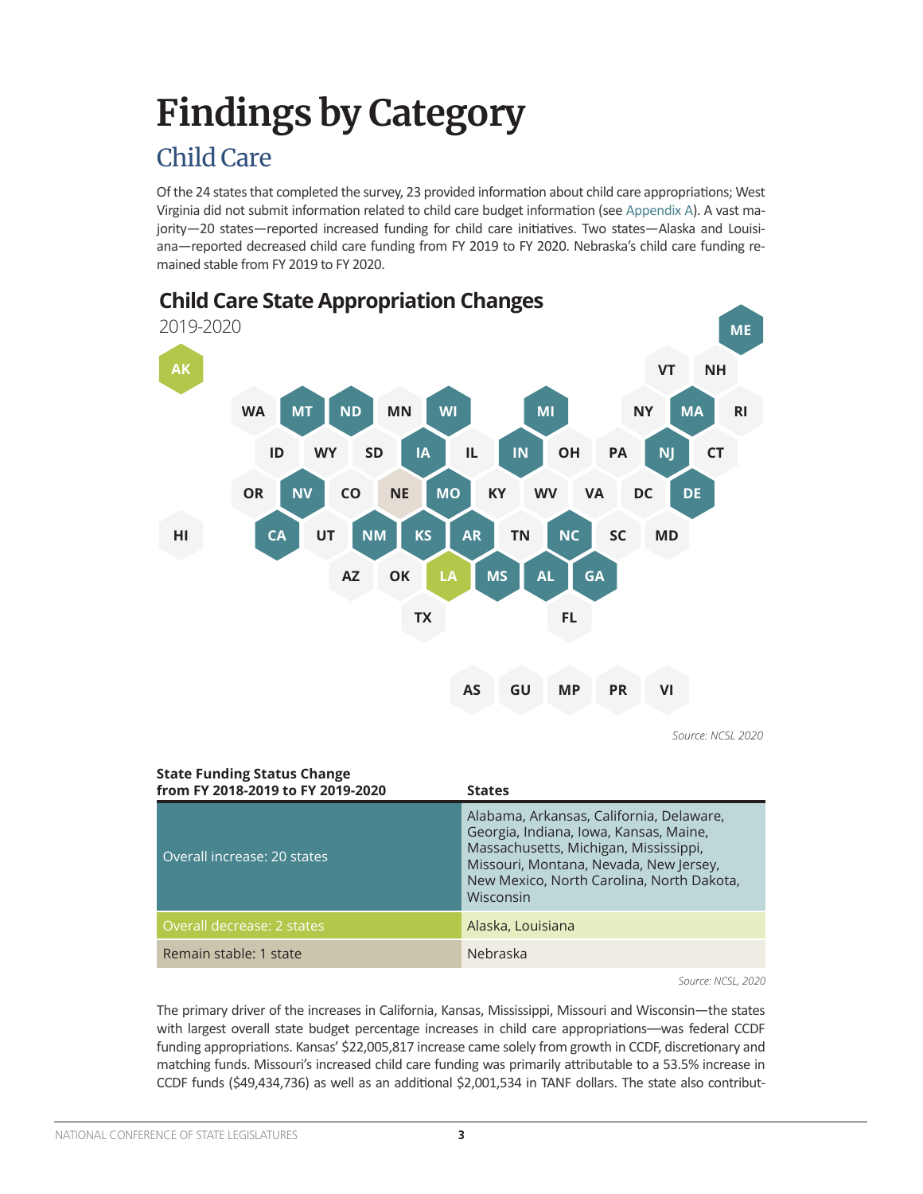# Findings by Category

## Child Care

Of the 24 states that completed the survey, 23 provided information about child care appropriations; West Virginia did not submit information related to child care budget information (see Appendix A). A vast majority—20 states—reported increased funding for child care initiatives. Two states—Alaska and Louisiana—reported decreased child care funding from FY 2019 to FY 2020. Nebraska's child care funding remained stable from FY 2019 to FY 2020.

### Child Care State Appropriation Changes

2019-2020

AK

VT NH ME

WA MT ND MN WI MI NY MA RI

ID WY SD IA IL IN OH PA NJ CT

OR NV CO NE MO KY WV VA DC DE

HI CA UT NM KS AR TN NC SC MD

AZ OK LA MS AL GA

TX FL

AS GU MP PR VI

*Source: NCSL 2020*

| State Funding Status Change from FY 2018-2019 to FY 2019-2020 | States |
|---|---|
| Overall increase: 20 states | Alabama, Arkansas, California, Delaware, Georgia, Indiana, Iowa, Kansas, Maine, Massachusetts, Michigan, Mississippi, Missouri, Montana, Nevada, New Jersey, New Mexico, North Carolina, North Dakota, Wisconsin |
| Overall decrease: 2 states | Alaska, Louisiana |
| Remain stable: 1 state | Nebraska |

*Source: NCSL, 2020*

The primary driver of the increases in California, Kansas, Mississippi, Missouri and Wisconsin—the states with largest overall state budget percentage increases in child care appropriations—was federal CCDF funding appropriations. Kansas' $22,005,817 increase came solely from growth in CCDF, discretionary and matching funds. Missouri's increased child care funding was primarily attributable to a 53.5% increase in CCDF funds ($49,434,736) as well as an additional $2,001,534 in TANF dollars. The state also contribut-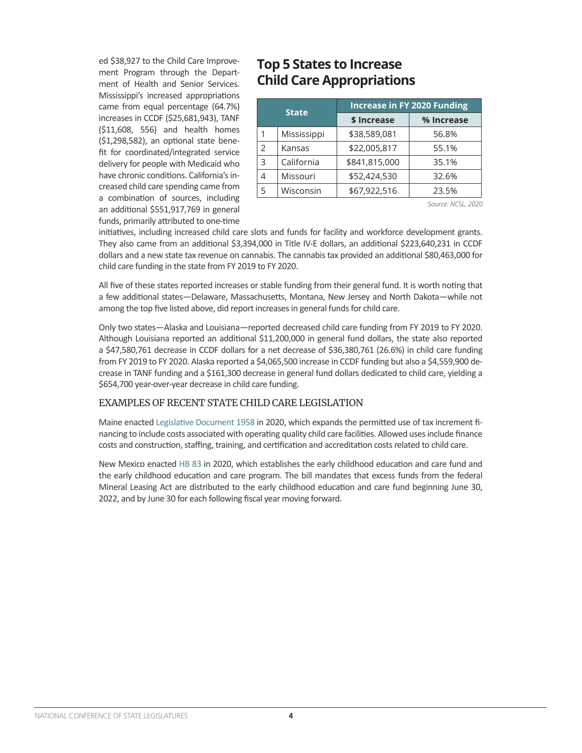ed $38,927 to the Child Care Improvement Program through the Department of Health and Senior Services. Mississippi's increased appropriations came from equal percentage (64.7%) increases in CCDF ($25,681,943), TANF ($11,608, 556) and health homes ($1,298,582), an optional state benefit for coordinated/integrated service delivery for people with Medicaid who have chronic conditions. California's increased child care spending came from a combination of sources, including an additional $551,917,769 in general funds, primarily attributed to one-time initiatives, including increased child care slots and funds for facility and workforce development grants. They also came from an additional $3,394,000 in Title IV-E dollars, an additional $223,640,231 in CCDF dollars and a new state tax revenue on cannabis. The cannabis tax provided an additional $80,463,000 for child care funding in the state from FY 2019 to FY 2020.

## Top 5 States to Increase Child Care Appropriations

| | State | Increase in FY 2020 Funding | |
|---|---|---|---|
| | | $ Increase | % Increase |
| 1 | Mississippi | $38,589,081 | 56.8% |
| 2 | Kansas | $22,005,817 | 55.1% |
| 3 | California | $841,815,000 | 35.1% |
| 4 | Missouri | $52,424,530 | 32.6% |
| 5 | Wisconsin | $67,922,516 | 23.5% |

*Source: NCSL, 2020*

All five of these states reported increases or stable funding from their general fund. It is worth noting that a few additional states—Delaware, Massachusetts, Montana, New Jersey and North Dakota—while not among the top five listed above, did report increases in general funds for child care.

Only two states—Alaska and Louisiana—reported decreased child care funding from FY 2019 to FY 2020. Although Louisiana reported an additional $11,200,000 in general fund dollars, the state also reported a $47,580,761 decrease in CCDF dollars for a net decrease of $36,380,761 (26.6%) in child care funding from FY 2019 to FY 2020. Alaska reported a $4,065,500 increase in CCDF funding but also a $4,559,900 decrease in TANF funding and a $161,300 decrease in general fund dollars dedicated to child care, yielding a $654,700 year-over-year decrease in child care funding.

### EXAMPLES OF RECENT STATE CHILD CARE LEGISLATION

Maine enacted Legislative Document 1958 in 2020, which expands the permitted use of tax increment financing to include costs associated with operating quality child care facilities. Allowed uses include finance costs and construction, staffing, training, and certification and accreditation costs related to child care.

New Mexico enacted HB 83 in 2020, which establishes the early childhood education and care fund and the early childhood education and care program. The bill mandates that excess funds from the federal Mineral Leasing Act are distributed to the early childhood education and care fund beginning June 30, 2022, and by June 30 for each following fiscal year moving forward.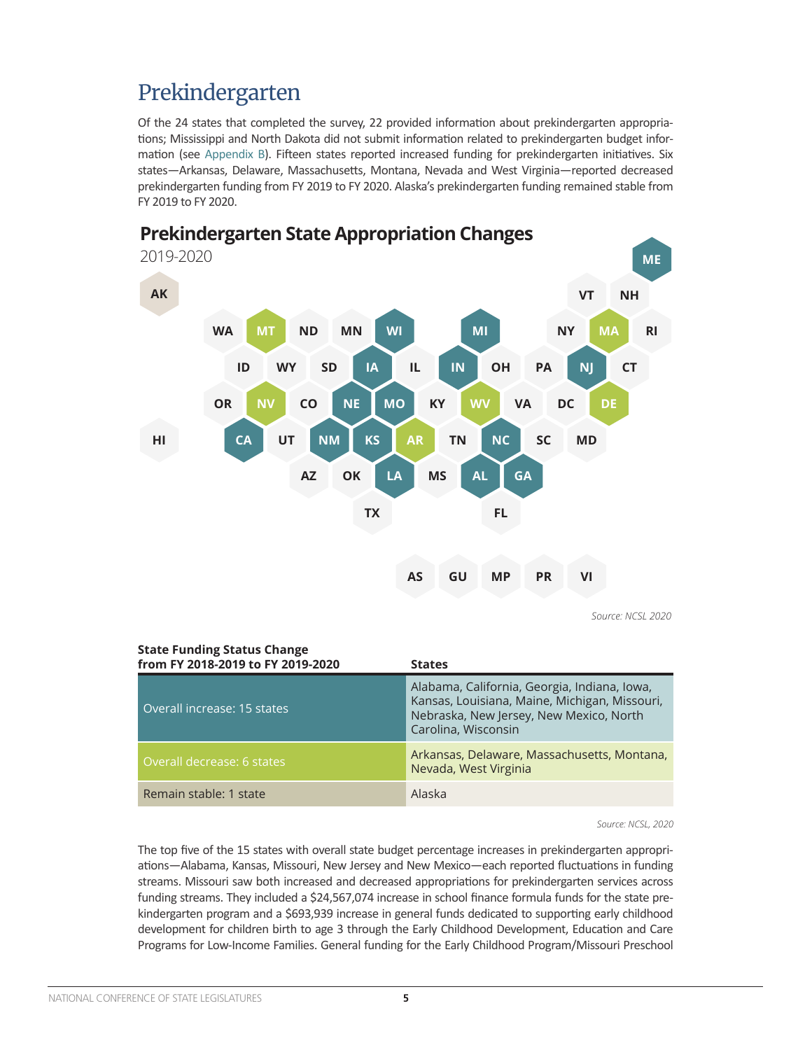# Prekindergarten

Of the 24 states that completed the survey, 22 provided information about prekindergarten appropriations; Mississippi and North Dakota did not submit information related to prekindergarten budget information (see Appendix B). Fifteen states reported increased funding for prekindergarten initiatives. Six states—Arkansas, Delaware, Massachusetts, Montana, Nevada and West Virginia—reported decreased prekindergarten funding from FY 2019 to FY 2020. Alaska's prekindergarten funding remained stable from FY 2019 to FY 2020.

## Prekindergarten State Appropriation Changes

2019-2020

AK, ME, VT, NH, WA, MT, ND, MN, WI, MI, NY, MA, RI, ID, WY, SD, IA, IL, IN, OH, PA, NJ, CT, OR, NV, CO, NE, MO, KY, WV, VA, DC, DE, HI, CA, UT, NM, KS, AR, TN, NC, SC, MD, AZ, OK, LA, MS, AL, GA, TX, FL, AS, GU, MP, PR, VI

*Source: NCSL 2020*

| State Funding Status Change from FY 2018-2019 to FY 2019-2020 | States |
|---|---|
| Overall increase: 15 states | Alabama, California, Georgia, Indiana, Iowa, Kansas, Louisiana, Maine, Michigan, Missouri, Nebraska, New Jersey, New Mexico, North Carolina, Wisconsin |
| Overall decrease: 6 states | Arkansas, Delaware, Massachusetts, Montana, Nevada, West Virginia |
| Remain stable: 1 state | Alaska |

*Source: NCSL, 2020*

The top five of the 15 states with overall state budget percentage increases in prekindergarten appropriations—Alabama, Kansas, Missouri, New Jersey and New Mexico—each reported fluctuations in funding streams. Missouri saw both increased and decreased appropriations for prekindergarten services across funding streams. They included a $24,567,074 increase in school finance formula funds for the state prekindergarten program and a $693,939 increase in general funds dedicated to supporting early childhood development for children birth to age 3 through the Early Childhood Development, Education and Care Programs for Low-Income Families. General funding for the Early Childhood Program/Missouri Preschool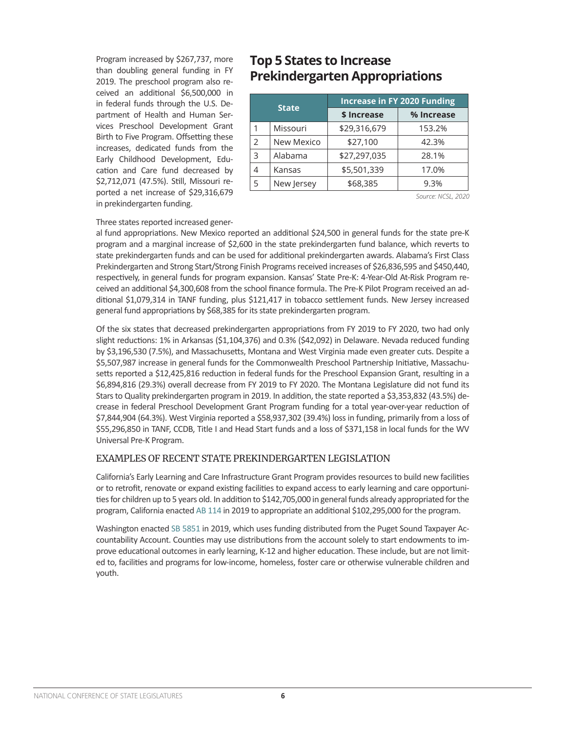Program increased by $267,737, more than doubling general funding in FY 2019. The preschool program also received an additional $6,500,000 in in federal funds through the U.S. Department of Health and Human Services Preschool Development Grant Birth to Five Program. Offsetting these increases, dedicated funds from the Early Childhood Development, Education and Care fund decreased by $2,712,071 (47.5%). Still, Missouri reported a net increase of $29,316,679 in prekindergarten funding.

## Top 5 States to Increase Prekindergarten Appropriations

| | State | Increase in FY 2020 Funding | |
|---|---|---|---|
| | | $ Increase | % Increase |
| 1 | Missouri | $29,316,679 | 153.2% |
| 2 | New Mexico | $27,100 | 42.3% |
| 3 | Alabama | $27,297,035 | 28.1% |
| 4 | Kansas | $5,501,339 | 17.0% |
| 5 | New Jersey | $68,385 | 9.3% |

*Source: NCSL, 2020*

Three states reported increased general fund appropriations. New Mexico reported an additional $24,500 in general funds for the state pre-K program and a marginal increase of $2,600 in the state prekindergarten fund balance, which reverts to state prekindergarten funds and can be used for additional prekindergarten awards. Alabama's First Class Prekindergarten and Strong Start/Strong Finish Programs received increases of $26,836,595 and $450,440, respectively, in general funds for program expansion. Kansas' State Pre-K: 4-Year-Old At-Risk Program received an additional $4,300,608 from the school finance formula. The Pre-K Pilot Program received an additional $1,079,314 in TANF funding, plus $121,417 in tobacco settlement funds. New Jersey increased general fund appropriations by $68,385 for its state prekindergarten program.

Of the six states that decreased prekindergarten appropriations from FY 2019 to FY 2020, two had only slight reductions: 1% in Arkansas ($1,104,376) and 0.3% ($42,092) in Delaware. Nevada reduced funding by $3,196,530 (7.5%), and Massachusetts, Montana and West Virginia made even greater cuts. Despite a $5,507,987 increase in general funds for the Commonwealth Preschool Partnership Initiative, Massachusetts reported a $12,425,816 reduction in federal funds for the Preschool Expansion Grant, resulting in a $6,894,816 (29.3%) overall decrease from FY 2019 to FY 2020. The Montana Legislature did not fund its Stars to Quality prekindergarten program in 2019. In addition, the state reported a $3,353,832 (43.5%) decrease in federal Preschool Development Grant Program funding for a total year-over-year reduction of $7,844,904 (64.3%). West Virginia reported a $58,937,302 (39.4%) loss in funding, primarily from a loss of $55,296,850 in TANF, CCDB, Title I and Head Start funds and a loss of $371,158 in local funds for the WV Universal Pre-K Program.

### EXAMPLES OF RECENT STATE PREKINDERGARTEN LEGISLATION

California's Early Learning and Care Infrastructure Grant Program provides resources to build new facilities or to retrofit, renovate or expand existing facilities to expand access to early learning and care opportunities for children up to 5 years old. In addition to $142,705,000 in general funds already appropriated for the program, California enacted AB 114 in 2019 to appropriate an additional $102,295,000 for the program.

Washington enacted SB 5851 in 2019, which uses funding distributed from the Puget Sound Taxpayer Accountability Account. Counties may use distributions from the account solely to start endowments to improve educational outcomes in early learning, K-12 and higher education. These include, but are not limited to, facilities and programs for low-income, homeless, foster care or otherwise vulnerable children and youth.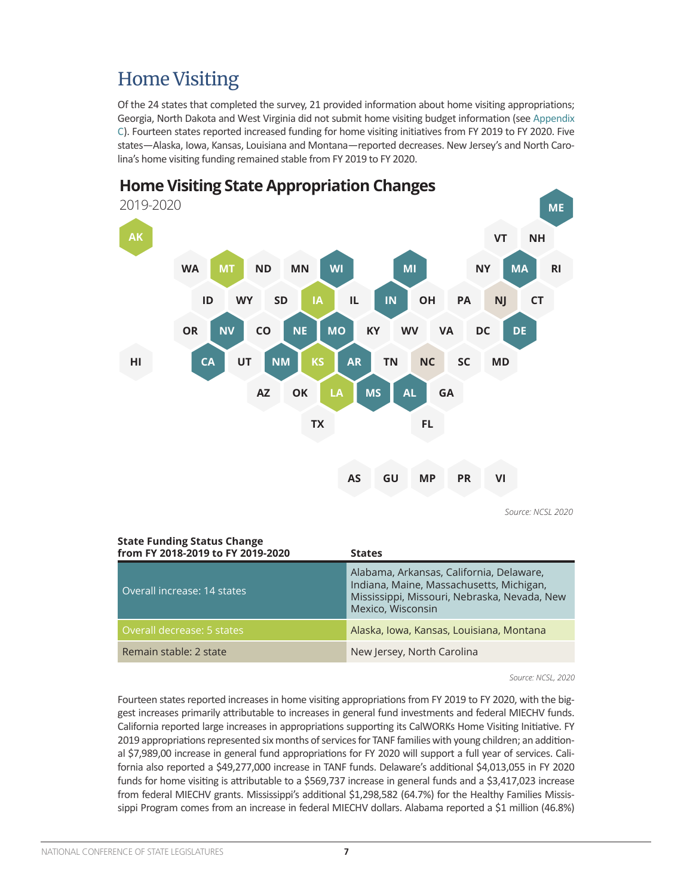## Home Visiting

Of the 24 states that completed the survey, 21 provided information about home visiting appropriations; Georgia, North Dakota and West Virginia did not submit home visiting budget information (see Appendix C). Fourteen states reported increased funding for home visiting initiatives from FY 2019 to FY 2020. Five states—Alaska, Iowa, Kansas, Louisiana and Montana—reported decreases. New Jersey's and North Carolina's home visiting funding remained stable from FY 2019 to FY 2020.

### Home Visiting State Appropriation Changes

2019-2020

*Source: NCSL 2020*

| State Funding Status Change from FY 2018-2019 to FY 2019-2020 | States |
|---|---|
| Overall increase: 14 states | Alabama, Arkansas, California, Delaware, Indiana, Maine, Massachusetts, Michigan, Mississippi, Missouri, Nebraska, Nevada, New Mexico, Wisconsin |
| Overall decrease: 5 states | Alaska, Iowa, Kansas, Louisiana, Montana |
| Remain stable: 2 state | New Jersey, North Carolina |

*Source: NCSL, 2020*

Fourteen states reported increases in home visiting appropriations from FY 2019 to FY 2020, with the biggest increases primarily attributable to increases in general fund investments and federal MIECHV funds. California reported large increases in appropriations supporting its CalWORKs Home Visiting Initiative. FY 2019 appropriations represented six months of services for TANF families with young children; an additional $7,989,00 increase in general fund appropriations for FY 2020 will support a full year of services. California also reported a $49,277,000 increase in TANF funds. Delaware's additional $4,013,055 in FY 2020 funds for home visiting is attributable to a $569,737 increase in general funds and a $3,417,023 increase from federal MIECHV grants. Mississippi's additional $1,298,582 (64.7%) for the Healthy Families Mississippi Program comes from an increase in federal MIECHV dollars. Alabama reported a $1 million (46.8%)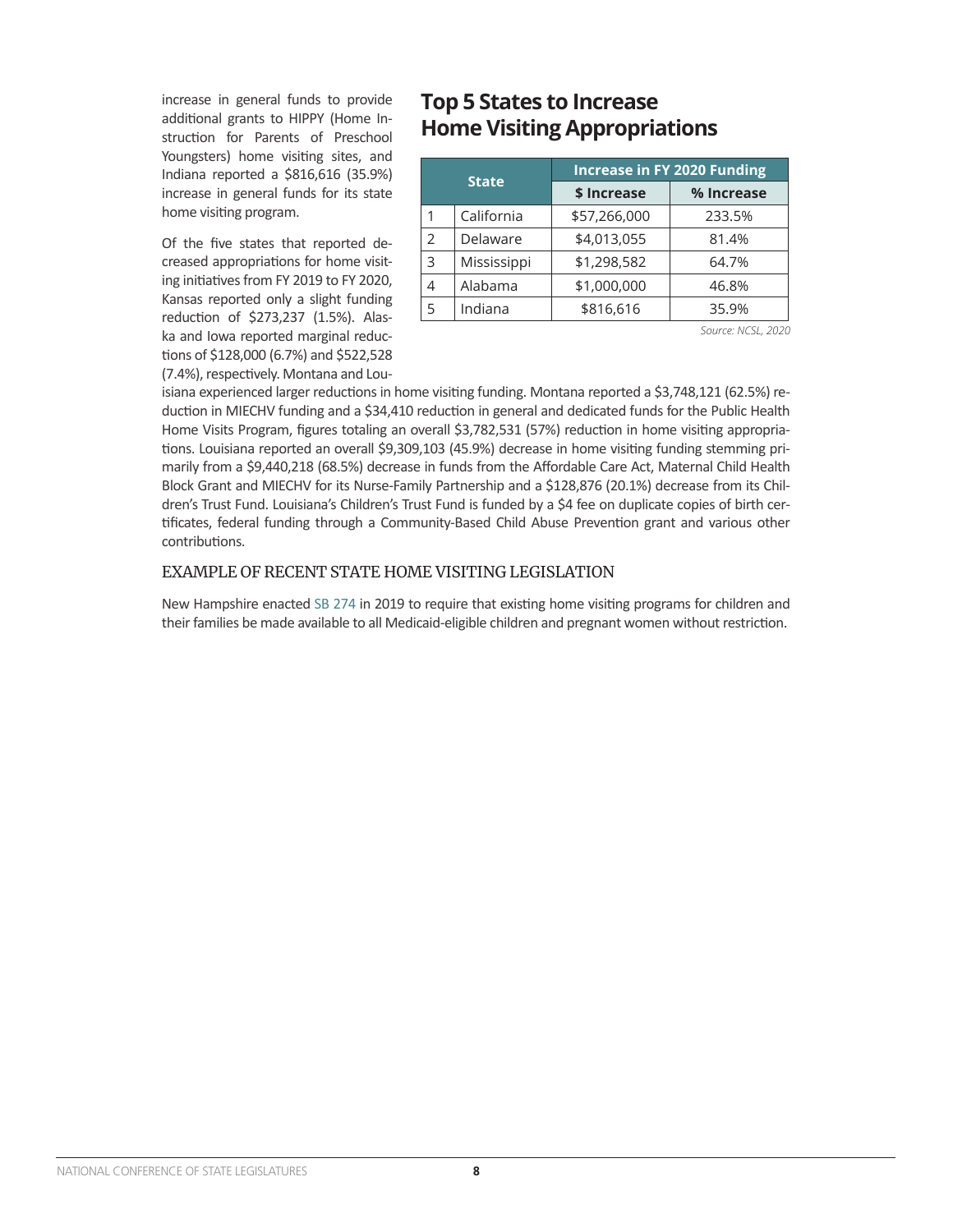increase in general funds to provide additional grants to HIPPY (Home Instruction for Parents of Preschool Youngsters) home visiting sites, and Indiana reported a $816,616 (35.9%) increase in general funds for its state home visiting program.

## Top 5 States to Increase Home Visiting Appropriations

| State | | Increase in FY 2020 Funding | |
|---|---|---|---|
| | | $ Increase | % Increase |
| 1 | California | $57,266,000 | 233.5% |
| 2 | Delaware | $4,013,055 | 81.4% |
| 3 | Mississippi | $1,298,582 | 64.7% |
| 4 | Alabama | $1,000,000 | 46.8% |
| 5 | Indiana | $816,616 | 35.9% |

*Source: NCSL, 2020*

Of the five states that reported decreased appropriations for home visiting initiatives from FY 2019 to FY 2020, Kansas reported only a slight funding reduction of $273,237 (1.5%). Alaska and Iowa reported marginal reductions of $128,000 (6.7%) and $522,528 (7.4%), respectively. Montana and Louisiana experienced larger reductions in home visiting funding. Montana reported a $3,748,121 (62.5%) reduction in MIECHV funding and a $34,410 reduction in general and dedicated funds for the Public Health Home Visits Program, figures totaling an overall $3,782,531 (57%) reduction in home visiting appropriations. Louisiana reported an overall $9,309,103 (45.9%) decrease in home visiting funding stemming primarily from a $9,440,218 (68.5%) decrease in funds from the Affordable Care Act, Maternal Child Health Block Grant and MIECHV for its Nurse-Family Partnership and a $128,876 (20.1%) decrease from its Children's Trust Fund. Louisiana's Children's Trust Fund is funded by a $4 fee on duplicate copies of birth certificates, federal funding through a Community-Based Child Abuse Prevention grant and various other contributions.

### EXAMPLE OF RECENT STATE HOME VISITING LEGISLATION

New Hampshire enacted SB 274 in 2019 to require that existing home visiting programs for children and their families be made available to all Medicaid-eligible children and pregnant women without restriction.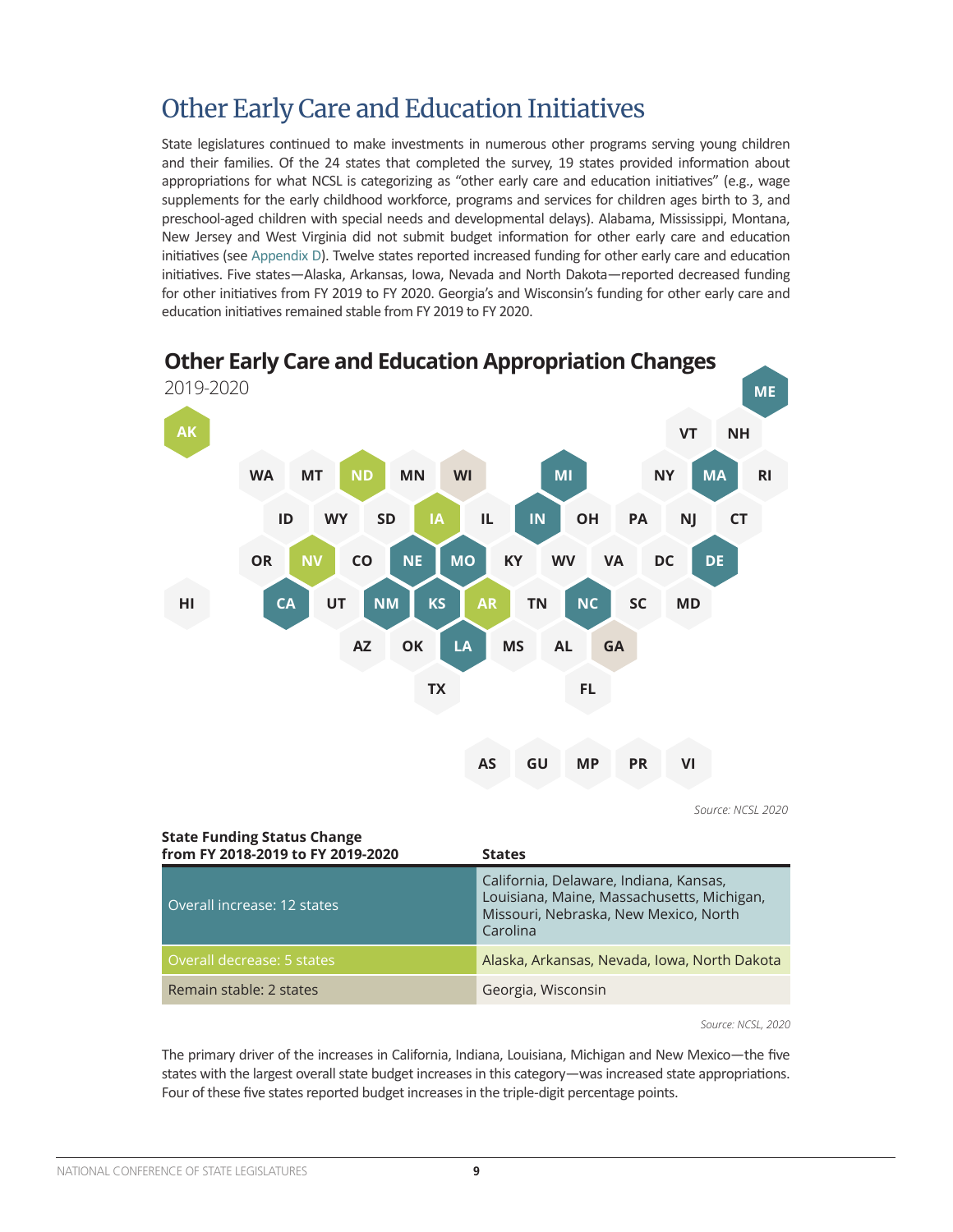# Other Early Care and Education Initiatives

State legislatures continued to make investments in numerous other programs serving young children and their families. Of the 24 states that completed the survey, 19 states provided information about appropriations for what NCSL is categorizing as "other early care and education initiatives" (e.g., wage supplements for the early childhood workforce, programs and services for children ages birth to 3, and preschool-aged children with special needs and developmental delays). Alabama, Mississippi, Montana, New Jersey and West Virginia did not submit budget information for other early care and education initiatives (see Appendix D). Twelve states reported increased funding for other early care and education initiatives. Five states—Alaska, Arkansas, Iowa, Nevada and North Dakota—reported decreased funding for other initiatives from FY 2019 to FY 2020. Georgia's and Wisconsin's funding for other early care and education initiatives remained stable from FY 2019 to FY 2020.

## Other Early Care and Education Appropriation Changes

2019-2020

AK
VT NH ME
WA MT ND MN WI MI NY MA RI
ID WY SD IA IL IN OH PA NJ CT
OR NV CO NE MO KY WV VA DC DE
HI CA UT NM KS AR TN NC SC MD
AZ OK LA MS AL GA
TX FL
AS GU MP PR VI

*Source: NCSL 2020*

| State Funding Status Change from FY 2018-2019 to FY 2019-2020 | States |
|---|---|
| Overall increase: 12 states | California, Delaware, Indiana, Kansas, Louisiana, Maine, Massachusetts, Michigan, Missouri, Nebraska, New Mexico, North Carolina |
| Overall decrease: 5 states | Alaska, Arkansas, Nevada, Iowa, North Dakota |
| Remain stable: 2 states | Georgia, Wisconsin |

*Source: NCSL, 2020*

The primary driver of the increases in California, Indiana, Louisiana, Michigan and New Mexico—the five states with the largest overall state budget increases in this category—was increased state appropriations. Four of these five states reported budget increases in the triple-digit percentage points.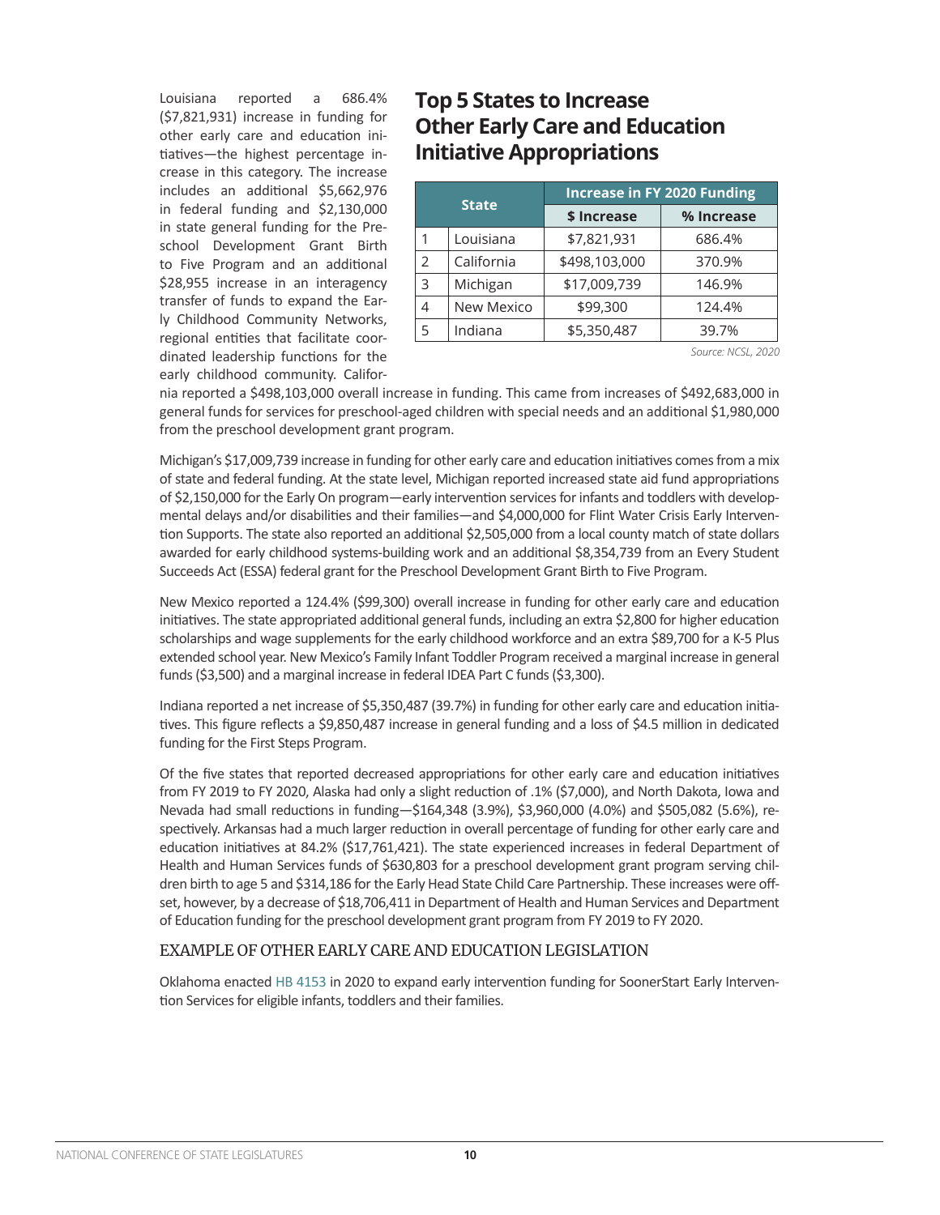## Top 5 States to Increase Other Early Care and Education Initiative Appropriations

| | State | Increase in FY 2020 Funding | |
|---|---|---|---|
| | | $ Increase | % Increase |
| 1 | Louisiana | $7,821,931 | 686.4% |
| 2 | California | $498,103,000 | 370.9% |
| 3 | Michigan | $17,009,739 | 146.9% |
| 4 | New Mexico | $99,300 | 124.4% |
| 5 | Indiana | $5,350,487 | 39.7% |

*Source: NCSL, 2020*

Louisiana reported a 686.4% ($7,821,931) increase in funding for other early care and education initiatives—the highest percentage increase in this category. The increase includes an additional $5,662,976 in federal funding and $2,130,000 in state general funding for the Preschool Development Grant Birth to Five Program and an additional $28,955 increase in an interagency transfer of funds to expand the Early Childhood Community Networks, regional entities that facilitate coordinated leadership functions for the early childhood community. California reported a $498,103,000 overall increase in funding. This came from increases of $492,683,000 in general funds for services for preschool-aged children with special needs and an additional $1,980,000 from the preschool development grant program.

Michigan's $17,009,739 increase in funding for other early care and education initiatives comes from a mix of state and federal funding. At the state level, Michigan reported increased state aid fund appropriations of $2,150,000 for the Early On program—early intervention services for infants and toddlers with developmental delays and/or disabilities and their families—and $4,000,000 for Flint Water Crisis Early Intervention Supports. The state also reported an additional $2,505,000 from a local county match of state dollars awarded for early childhood systems-building work and an additional $8,354,739 from an Every Student Succeeds Act (ESSA) federal grant for the Preschool Development Grant Birth to Five Program.

New Mexico reported a 124.4% ($99,300) overall increase in funding for other early care and education initiatives. The state appropriated additional general funds, including an extra $2,800 for higher education scholarships and wage supplements for the early childhood workforce and an extra $89,700 for a K-5 Plus extended school year. New Mexico's Family Infant Toddler Program received a marginal increase in general funds ($3,500) and a marginal increase in federal IDEA Part C funds ($3,300).

Indiana reported a net increase of $5,350,487 (39.7%) in funding for other early care and education initiatives. This figure reflects a $9,850,487 increase in general funding and a loss of $4.5 million in dedicated funding for the First Steps Program.

Of the five states that reported decreased appropriations for other early care and education initiatives from FY 2019 to FY 2020, Alaska had only a slight reduction of .1% ($7,000), and North Dakota, Iowa and Nevada had small reductions in funding—$164,348 (3.9%), $3,960,000 (4.0%) and $505,082 (5.6%), respectively. Arkansas had a much larger reduction in overall percentage of funding for other early care and education initiatives at 84.2% ($17,761,421). The state experienced increases in federal Department of Health and Human Services funds of $630,803 for a preschool development grant program serving children birth to age 5 and $314,186 for the Early Head State Child Care Partnership. These increases were offset, however, by a decrease of $18,706,411 in Department of Health and Human Services and Department of Education funding for the preschool development grant program from FY 2019 to FY 2020.

### EXAMPLE OF OTHER EARLY CARE AND EDUCATION LEGISLATION

Oklahoma enacted HB 4153 in 2020 to expand early intervention funding for SoonerStart Early Intervention Services for eligible infants, toddlers and their families.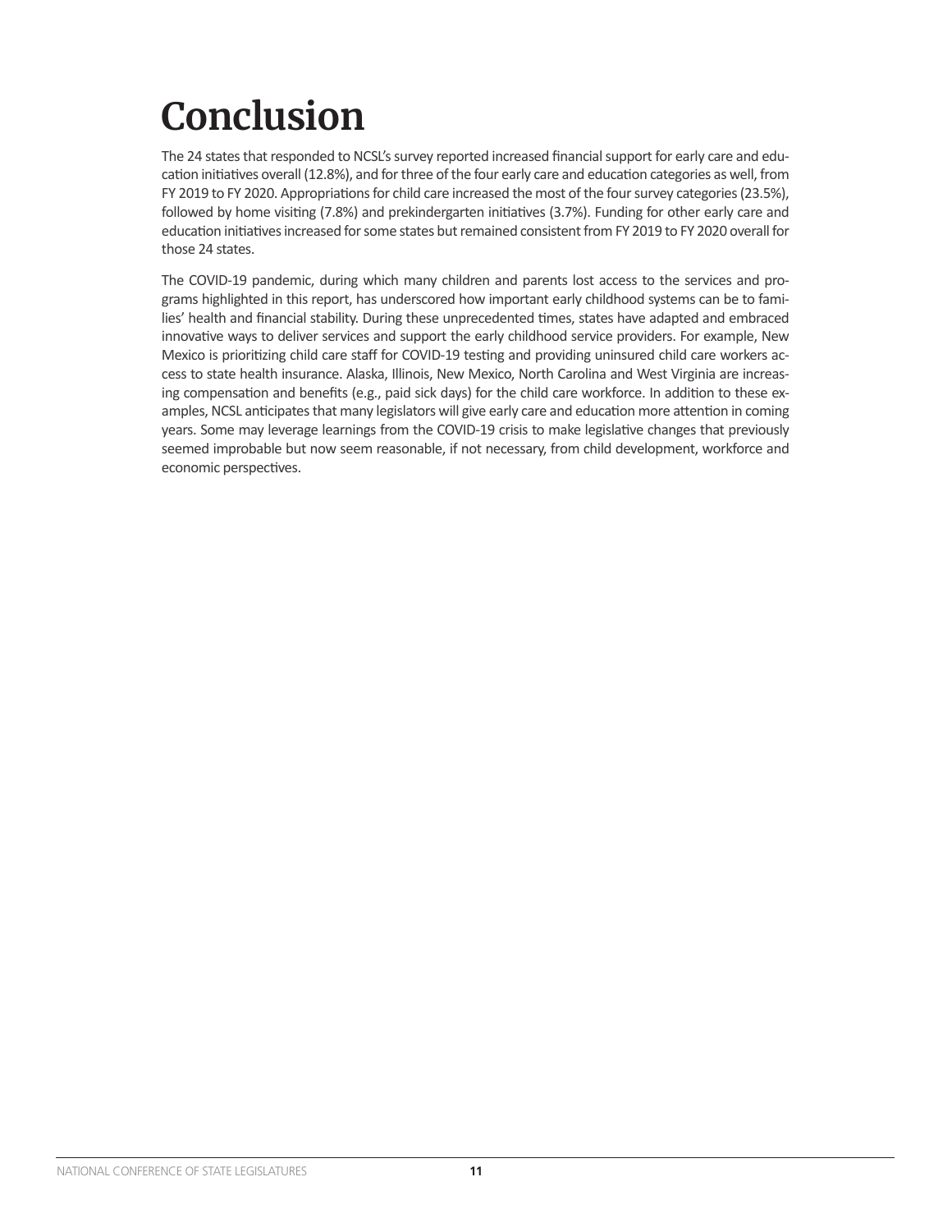# Conclusion

The 24 states that responded to NCSL's survey reported increased financial support for early care and education initiatives overall (12.8%), and for three of the four early care and education categories as well, from FY 2019 to FY 2020. Appropriations for child care increased the most of the four survey categories (23.5%), followed by home visiting (7.8%) and prekindergarten initiatives (3.7%). Funding for other early care and education initiatives increased for some states but remained consistent from FY 2019 to FY 2020 overall for those 24 states.

The COVID-19 pandemic, during which many children and parents lost access to the services and programs highlighted in this report, has underscored how important early childhood systems can be to families' health and financial stability. During these unprecedented times, states have adapted and embraced innovative ways to deliver services and support the early childhood service providers. For example, New Mexico is prioritizing child care staff for COVID-19 testing and providing uninsured child care workers access to state health insurance. Alaska, Illinois, New Mexico, North Carolina and West Virginia are increasing compensation and benefits (e.g., paid sick days) for the child care workforce. In addition to these examples, NCSL anticipates that many legislators will give early care and education more attention in coming years. Some may leverage learnings from the COVID-19 crisis to make legislative changes that previously seemed improbable but now seem reasonable, if not necessary, from child development, workforce and economic perspectives.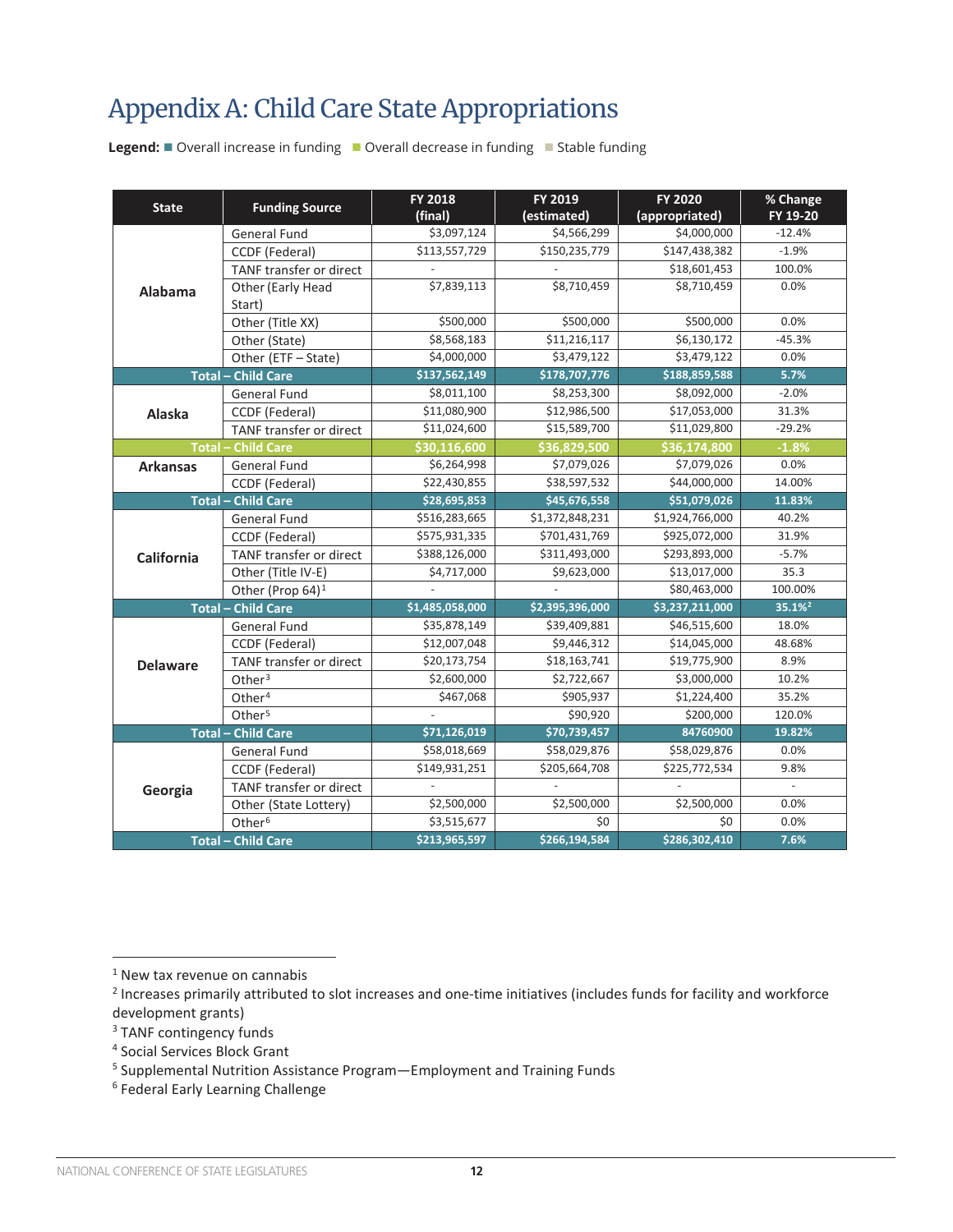# Appendix A: Child Care State Appropriations

**Legend:** ■ Overall increase in funding ■ Overall decrease in funding ■ Stable funding

| State | Funding Source | FY 2018 (final) | FY 2019 (estimated) | FY 2020 (appropriated) | % Change FY 19-20 |
|---|---|---|---|---|---|
| Alabama | General Fund | $3,097,124 | $4,566,299 | $4,000,000 | -12.4% |
| | CCDF (Federal) | $113,557,729 | $150,235,779 | $147,438,382 | -1.9% |
| | TANF transfer or direct | - | - | $18,601,453 | 100.0% |
| | Other (Early Head Start) | $7,839,113 | $8,710,459 | $8,710,459 | 0.0% |
| | Other (Title XX) | $500,000 | $500,000 | $500,000 | 0.0% |
| | Other (State) | $8,568,183 | $11,216,117 | $6,130,172 | -45.3% |
| | Other (ETF – State) | $4,000,000 | $3,479,122 | $3,479,122 | 0.0% |
| **Total – Child Care** | | **$137,562,149** | **$178,707,776** | **$188,859,588** | **5.7%** |
| Alaska | General Fund | $8,011,100 | $8,253,300 | $8,092,000 | -2.0% |
| | CCDF (Federal) | $11,080,900 | $12,986,500 | $17,053,000 | 31.3% |
| | TANF transfer or direct | $11,024,600 | $15,589,700 | $11,029,800 | -29.2% |
| **Total – Child Care** | | **$30,116,600** | **$36,829,500** | **$36,174,800** | **-1.8%** |
| Arkansas | General Fund | $6,264,998 | $7,079,026 | $7,079,026 | 0.0% |
| | CCDF (Federal) | $22,430,855 | $38,597,532 | $44,000,000 | 14.00% |
| **Total – Child Care** | | **$28,695,853** | **$45,676,558** | **$51,079,026** | **11.83%** |
| California | General Fund | $516,283,665 | $1,372,848,231 | $1,924,766,000 | 40.2% |
| | CCDF (Federal) | $575,931,335 | $701,431,769 | $925,072,000 | 31.9% |
| | TANF transfer or direct | $388,126,000 | $311,493,000 | $293,893,000 | -5.7% |
| | Other (Title IV-E) | $4,717,000 | $9,623,000 | $13,017,000 | 35.3 |
| | Other (Prop 64)[1] | - | - | $80,463,000 | 100.00% |
| **Total – Child Care** | | **$1,485,058,000** | **$2,395,396,000** | **$3,237,211,000** | **35.1%[2]** |
| Delaware | General Fund | $35,878,149 | $39,409,881 | $46,515,600 | 18.0% |
| | CCDF (Federal) | $12,007,048 | $9,446,312 | $14,045,000 | 48.68% |
| | TANF transfer or direct | $20,173,754 | $18,163,741 | $19,775,900 | 8.9% |
| | Other[3] | $2,600,000 | $2,722,667 | $3,000,000 | 10.2% |
| | Other[4] | $467,068 | $905,937 | $1,224,400 | 35.2% |
| | Other[5] | - | $90,920 | $200,000 | 120.0% |
| **Total – Child Care** | | **$71,126,019** | **$70,739,457** | **84760900** | **19.82%** |
| Georgia | General Fund | $58,018,669 | $58,029,876 | $58,029,876 | 0.0% |
| | CCDF (Federal) | $149,931,251 | $205,664,708 | $225,772,534 | 9.8% |
| | TANF transfer or direct | - | - | - | - |
| | Other (State Lottery) | $2,500,000 | $2,500,000 | $2,500,000 | 0.0% |
| | Other[6] | $3,515,677 | $0 | $0 | 0.0% |
| **Total – Child Care** | | **$213,965,597** | **$266,194,584** | **$286,302,410** | **7.6%** |

[1] New tax revenue on cannabis

[2] Increases primarily attributed to slot increases and one-time initiatives (includes funds for facility and workforce development grants)

[3] TANF contingency funds

[4] Social Services Block Grant

[5] Supplemental Nutrition Assistance Program—Employment and Training Funds

[6] Federal Early Learning Challenge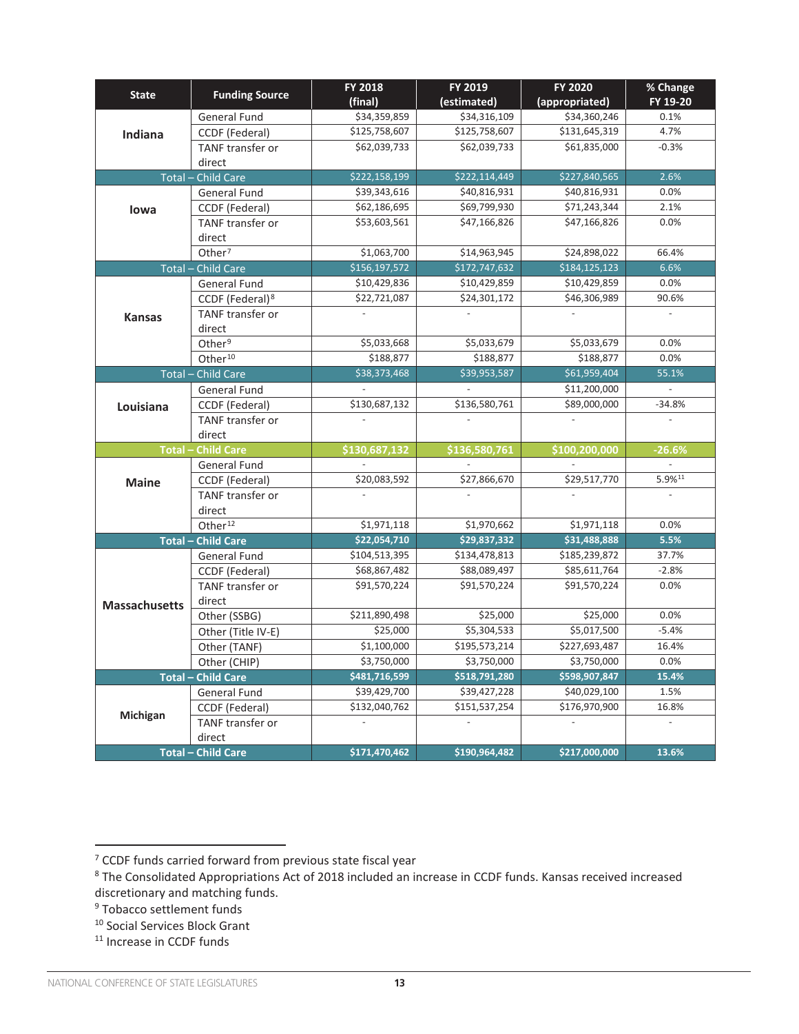| State | Funding Source | FY 2018 (final) | FY 2019 (estimated) | FY 2020 (appropriated) | % Change FY 19-20 |
|---|---|---|---|---|---|
| Indiana | General Fund | $34,359,859 | $34,316,109 | $34,360,246 | 0.1% |
| | CCDF (Federal) | $125,758,607 | $125,758,607 | $131,645,319 | 4.7% |
| | TANF transfer or direct | $62,039,733 | $62,039,733 | $61,835,000 | -0.3% |
| Total – Child Care | | $222,158,199 | $222,114,449 | $227,840,565 | 2.6% |
| Iowa | General Fund | $39,343,616 | $40,816,931 | $40,816,931 | 0.0% |
| | CCDF (Federal) | $62,186,695 | $69,799,930 | $71,243,344 | 2.1% |
| | TANF transfer or direct | $53,603,561 | $47,166,826 | $47,166,826 | 0.0% |
| | Other[7] | $1,063,700 | $14,963,945 | $24,898,022 | 66.4% |
| Total – Child Care | | $156,197,572 | $172,747,632 | $184,125,123 | 6.6% |
| Kansas | General Fund | $10,429,836 | $10,429,859 | $10,429,859 | 0.0% |
| | CCDF (Federal)[8] | $22,721,087 | $24,301,172 | $46,306,989 | 90.6% |
| | TANF transfer or direct | - | - | - | - |
| | Other[9] | $5,033,668 | $5,033,679 | $5,033,679 | 0.0% |
| | Other[10] | $188,877 | $188,877 | $188,877 | 0.0% |
| Total – Child Care | | $38,373,468 | $39,953,587 | $61,959,404 | 55.1% |
| Louisiana | General Fund | - | - | $11,200,000 | - |
| | CCDF (Federal) | $130,687,132 | $136,580,761 | $89,000,000 | -34.8% |
| | TANF transfer or direct | - | - | - | - |
| **Total – Child Care** | | **$130,687,132** | **$136,580,761** | **$100,200,000** | **-26.6%** |
| Maine | General Fund | - | - | - | - |
| | CCDF (Federal) | $20,083,592 | $27,866,670 | $29,517,770 | 5.9%[11] |
| | TANF transfer or direct | - | - | - | - |
| | Other[12] | $1,971,118 | $1,970,662 | $1,971,118 | 0.0% |
| **Total – Child Care** | | **$22,054,710** | **$29,837,332** | **$31,488,888** | **5.5%** |
| Massachusetts | General Fund | $104,513,395 | $134,478,813 | $185,239,872 | 37.7% |
| | CCDF (Federal) | $68,867,482 | $88,089,497 | $85,611,764 | -2.8% |
| | TANF transfer or direct | $91,570,224 | $91,570,224 | $91,570,224 | 0.0% |
| | Other (SSBG) | $211,890,498 | $25,000 | $25,000 | 0.0% |
| | Other (Title IV-E) | $25,000 | $5,304,533 | $5,017,500 | -5.4% |
| | Other (TANF) | $1,100,000 | $195,573,214 | $227,693,487 | 16.4% |
| | Other (CHIP) | $3,750,000 | $3,750,000 | $3,750,000 | 0.0% |
| **Total – Child Care** | | **$481,716,599** | **$518,791,280** | **$598,907,847** | **15.4%** |
| Michigan | General Fund | $39,429,700 | $39,427,228 | $40,029,100 | 1.5% |
| | CCDF (Federal) | $132,040,762 | $151,537,254 | $176,970,900 | 16.8% |
| | TANF transfer or direct | - | - | - | - |
| **Total – Child Care** | | **$171,470,462** | **$190,964,482** | **$217,000,000** | **13.6%** |

[7] CCDF funds carried forward from previous state fiscal year

[8] The Consolidated Appropriations Act of 2018 included an increase in CCDF funds. Kansas received increased discretionary and matching funds.

[9] Tobacco settlement funds

[10] Social Services Block Grant

[11] Increase in CCDF funds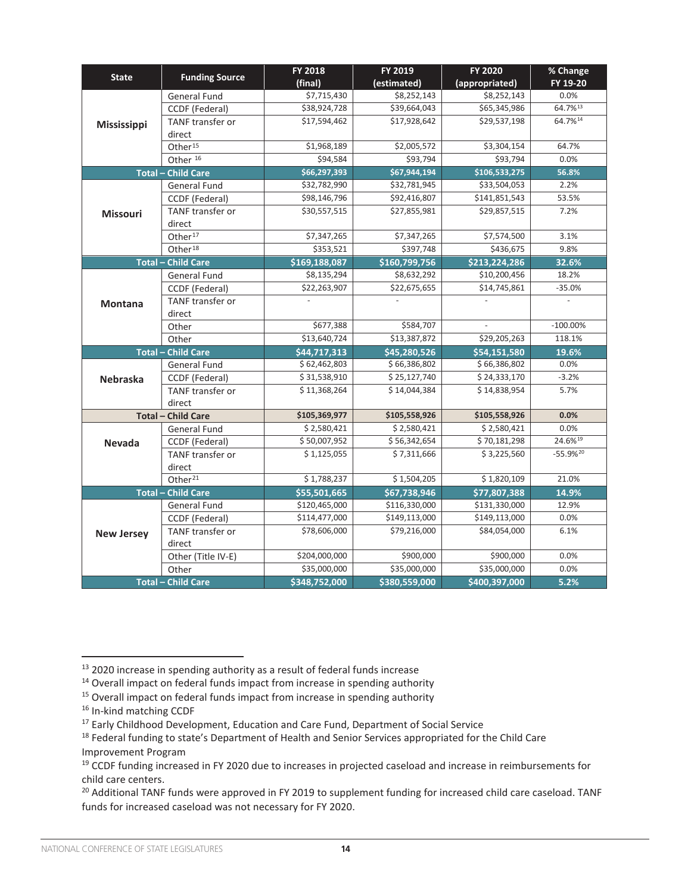| State | Funding Source | FY 2018 (final) | FY 2019 (estimated) | FY 2020 (appropriated) | % Change FY 19-20 |
|---|---|---|---|---|---|
| Mississippi | General Fund | $7,715,430 | $8,252,143 | $8,252,143 | 0.0% |
| | CCDF (Federal) | $38,924,728 | $39,664,043 | $65,345,986 | 64.7%[13] |
| | TANF transfer or direct | $17,594,462 | $17,928,642 | $29,537,198 | 64.7%[14] |
| | Other[15] | $1,968,189 | $2,005,572 | $3,304,154 | 64.7% |
| | Other[16] | $94,584 | $93,794 | $93,794 | 0.0% |
| **Total – Child Care** | | **$66,297,393** | **$67,944,194** | **$106,533,275** | **56.8%** |
| Missouri | General Fund | $32,782,990 | $32,781,945 | $33,504,053 | 2.2% |
| | CCDF (Federal) | $98,146,796 | $92,416,807 | $141,851,543 | 53.5% |
| | TANF transfer or direct | $30,557,515 | $27,855,981 | $29,857,515 | 7.2% |
| | Other[17] | $7,347,265 | $7,347,265 | $7,574,500 | 3.1% |
| | Other[18] | $353,521 | $397,748 | $436,675 | 9.8% |
| **Total – Child Care** | | **$169,188,087** | **$160,799,756** | **$213,224,286** | **32.6%** |
| Montana | General Fund | $8,135,294 | $8,632,292 | $10,200,456 | 18.2% |
| | CCDF (Federal) | $22,263,907 | $22,675,655 | $14,745,861 | -35.0% |
| | TANF transfer or direct | - | - | - | - |
| | Other | $677,388 | $584,707 | - | -100.00% |
| | Other | $13,640,724 | $13,387,872 | $29,205,263 | 118.1% |
| **Total – Child Care** | | **$44,717,313** | **$45,280,526** | **$54,151,580** | **19.6%** |
| Nebraska | General Fund | $ 62,462,803 | $ 66,386,802 | $ 66,386,802 | 0.0% |
| | CCDF (Federal) | $ 31,538,910 | $ 25,127,740 | $ 24,333,170 | -3.2% |
| | TANF transfer or direct | $ 11,368,264 | $ 14,044,384 | $ 14,838,954 | 5.7% |
| **Total – Child Care** | | **$105,369,977** | **$105,558,926** | **$105,558,926** | **0.0%** |
| Nevada | General Fund | $ 2,580,421 | $ 2,580,421 | $ 2,580,421 | 0.0% |
| | CCDF (Federal) | $ 50,007,952 | $ 56,342,654 | $ 70,181,298 | 24.6%[19] |
| | TANF transfer or direct | $ 1,125,055 | $ 7,311,666 | $ 3,225,560 | -55.9%[20] |
| | Other[21] | $ 1,788,237 | $ 1,504,205 | $ 1,820,109 | 21.0% |
| **Total – Child Care** | | **$55,501,665** | **$67,738,946** | **$77,807,388** | **14.9%** |
| New Jersey | General Fund | $120,465,000 | $116,330,000 | $131,330,000 | 12.9% |
| | CCDF (Federal) | $114,477,000 | $149,113,000 | $149,113,000 | 0.0% |
| | TANF transfer or direct | $78,606,000 | $79,216,000 | $84,054,000 | 6.1% |
| | Other (Title IV-E) | $204,000,000 | $900,000 | $900,000 | 0.0% |
| | Other | $35,000,000 | $35,000,000 | $35,000,000 | 0.0% |
| **Total – Child Care** | | **$348,752,000** | **$380,559,000** | **$400,397,000** | **5.2%** |

[13] 2020 increase in spending authority as a result of federal funds increase

[14] Overall impact on federal funds impact from increase in spending authority

[15] Overall impact on federal funds impact from increase in spending authority

[16] In-kind matching CCDF

[17] Early Childhood Development, Education and Care Fund, Department of Social Service

[18] Federal funding to state's Department of Health and Senior Services appropriated for the Child Care Improvement Program

[19] CCDF funding increased in FY 2020 due to increases in projected caseload and increase in reimbursements for child care centers.

[20] Additional TANF funds were approved in FY 2019 to supplement funding for increased child care caseload. TANF funds for increased caseload was not necessary for FY 2020.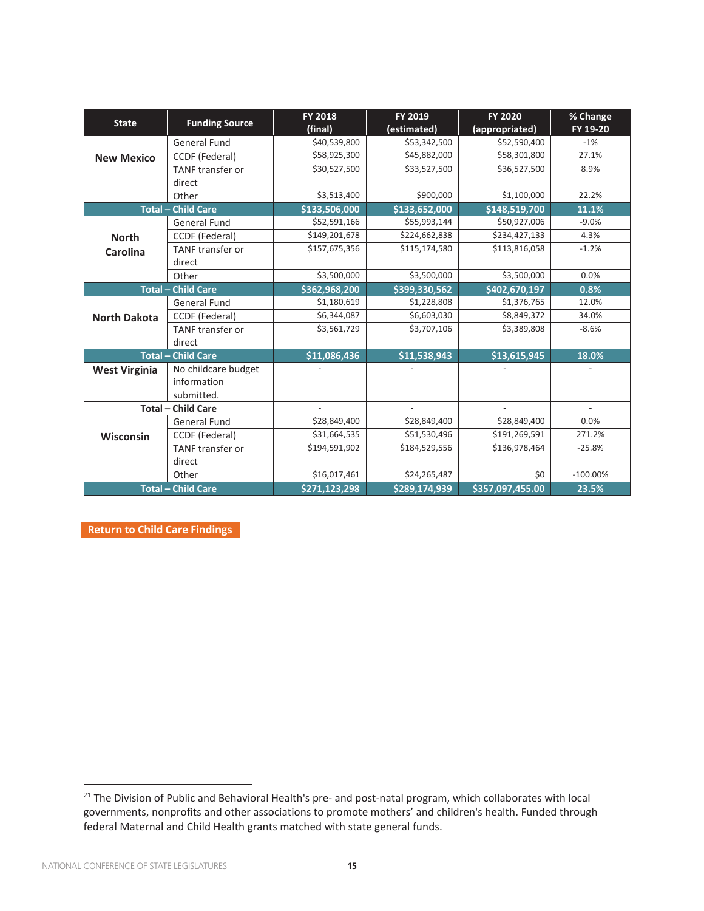| State | Funding Source | FY 2018 (final) | FY 2019 (estimated) | FY 2020 (appropriated) | % Change FY 19-20 |
|---|---|---|---|---|---|
| New Mexico | General Fund | $40,539,800 | $53,342,500 | $52,590,400 | -1% |
| | CCDF (Federal) | $58,925,300 | $45,882,000 | $58,301,800 | 27.1% |
| | TANF transfer or direct | $30,527,500 | $33,527,500 | $36,527,500 | 8.9% |
| | Other | $3,513,400 | $900,000 | $1,100,000 | 22.2% |
| **Total – Child Care** | | **$133,506,000** | **$133,652,000** | **$148,519,700** | **11.1%** |
| North Carolina | General Fund | $52,591,166 | $55,993,144 | $50,927,006 | -9.0% |
| | CCDF (Federal) | $149,201,678 | $224,662,838 | $234,427,133 | 4.3% |
| | TANF transfer or direct | $157,675,356 | $115,174,580 | $113,816,058 | -1.2% |
| | Other | $3,500,000 | $3,500,000 | $3,500,000 | 0.0% |
| **Total – Child Care** | | **$362,968,200** | **$399,330,562** | **$402,670,197** | **0.8%** |
| North Dakota | General Fund | $1,180,619 | $1,228,808 | $1,376,765 | 12.0% |
| | CCDF (Federal) | $6,344,087 | $6,603,030 | $8,849,372 | 34.0% |
| | TANF transfer or direct | $3,561,729 | $3,707,106 | $3,389,808 | -8.6% |
| **Total – Child Care** | | **$11,086,436** | **$11,538,943** | **$13,615,945** | **18.0%** |
| West Virginia | No childcare budget information submitted. | - | - | - | - |
| **Total – Child Care** | | - | - | - | - |
| Wisconsin | General Fund | $28,849,400 | $28,849,400 | $28,849,400 | 0.0% |
| | CCDF (Federal) | $31,664,535 | $51,530,496 | $191,269,591 | 271.2% |
| | TANF transfer or direct | $194,591,902 | $184,529,556 | $136,978,464 | -25.8% |
| | Other | $16,017,461 | $24,265,487 | $0 | -100.00% |
| **Total – Child Care** | | **$271,123,298** | **$289,174,939** | **$357,097,455.00** | **23.5%** |

**Return to Child Care Findings**

[21] The Division of Public and Behavioral Health's pre- and post-natal program, which collaborates with local governments, nonprofits and other associations to promote mothers' and children's health. Funded through federal Maternal and Child Health grants matched with state general funds.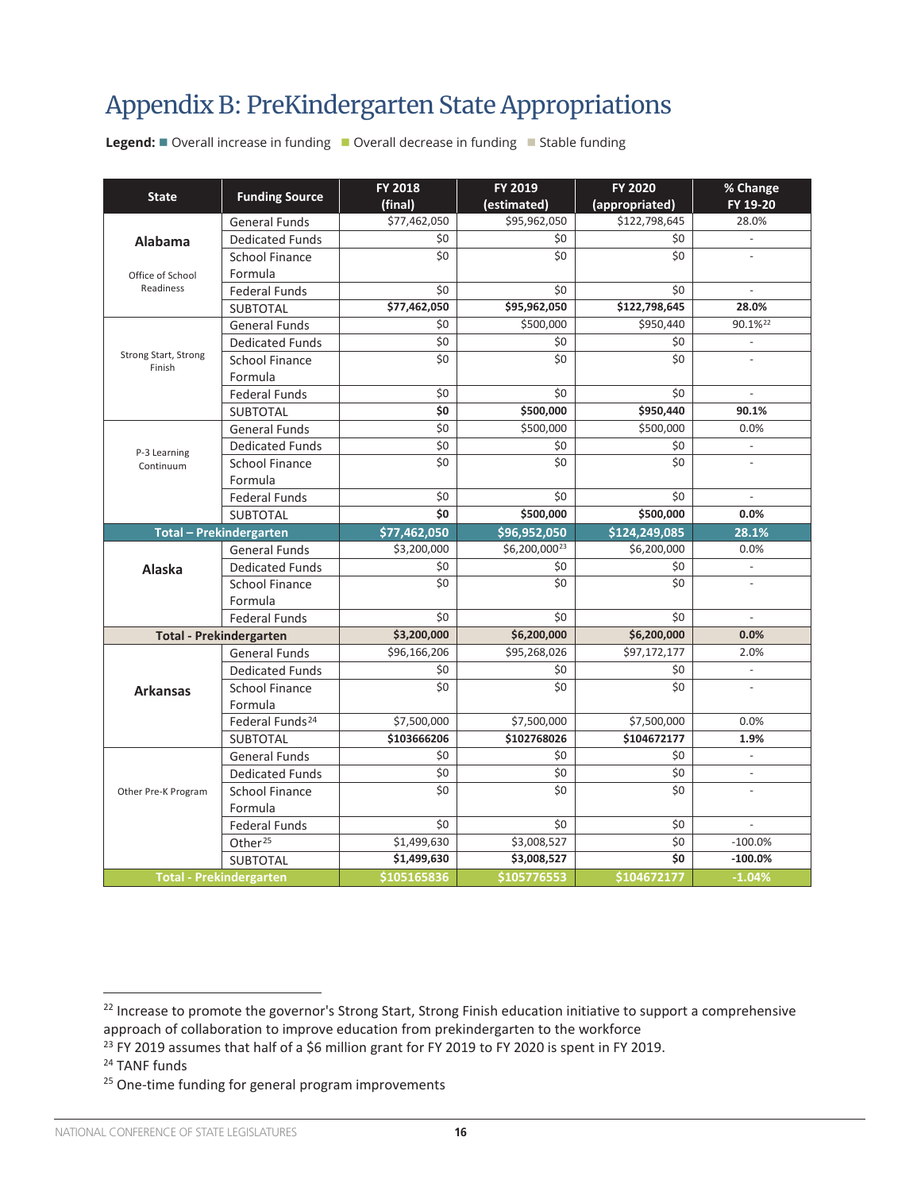# Appendix B: PreKindergarten State Appropriations

**Legend:** ■ Overall increase in funding ■ Overall decrease in funding ■ Stable funding

| State | Funding Source | FY 2018 (final) | FY 2019 (estimated) | FY 2020 (appropriated) | % Change FY 19-20 |
|---|---|---|---|---|---|
| **Alabama** Office of School Readiness | General Funds | $77,462,050 | $95,962,050 | $122,798,645 | 28.0% |
| | Dedicated Funds | $0 | $0 | $0 | - |
| | School Finance Formula | $0 | $0 | $0 | - |
| | Federal Funds | $0 | $0 | $0 | - |
| | SUBTOTAL | **$77,462,050** | **$95,962,050** | **$122,798,645** | **28.0%** |
| Strong Start, Strong Finish | General Funds | $0 | $500,000 | $950,440 | 90.1%[22] |
| | Dedicated Funds | $0 | $0 | $0 | - |
| | School Finance Formula | $0 | $0 | $0 | - |
| | Federal Funds | $0 | $0 | $0 | - |
| | SUBTOTAL | **$0** | **$500,000** | **$950,440** | **90.1%** |
| P-3 Learning Continuum | General Funds | $0 | $500,000 | $500,000 | 0.0% |
| | Dedicated Funds | $0 | $0 | $0 | - |
| | School Finance Formula | $0 | $0 | $0 | - |
| | Federal Funds | $0 | $0 | $0 | - |
| | SUBTOTAL | **$0** | **$500,000** | **$500,000** | **0.0%** |
| **Total – Prekindergarten** | | **$77,462,050** | **$96,952,050** | **$124,249,085** | **28.1%** |
| **Alaska** | General Funds | $3,200,000 | $6,200,000[23] | $6,200,000 | 0.0% |
| | Dedicated Funds | $0 | $0 | $0 | - |
| | School Finance Formula | $0 | $0 | $0 | - |
| | Federal Funds | $0 | $0 | $0 | - |
| **Total - Prekindergarten** | | **$3,200,000** | **$6,200,000** | **$6,200,000** | **0.0%** |
| **Arkansas** | General Funds | $96,166,206 | $95,268,026 | $97,172,177 | 2.0% |
| | Dedicated Funds | $0 | $0 | $0 | - |
| | School Finance Formula | $0 | $0 | $0 | - |
| | Federal Funds[24] | $7,500,000 | $7,500,000 | $7,500,000 | 0.0% |
| | SUBTOTAL | **$103666206** | **$102768026** | **$104672177** | **1.9%** |
| Other Pre-K Program | General Funds | $0 | $0 | $0 | - |
| | Dedicated Funds | $0 | $0 | $0 | - |
| | School Finance Formula | $0 | $0 | $0 | - |
| | Federal Funds | $0 | $0 | $0 | - |
| | Other[25] | $1,499,630 | $3,008,527 | $0 | -100.0% |
| | SUBTOTAL | **$1,499,630** | **$3,008,527** | **$0** | **-100.0%** |
| **Total - Prekindergarten** | | **$105165836** | **$105776553** | **$104672177** | **-1.04%** |

[22] Increase to promote the governor's Strong Start, Strong Finish education initiative to support a comprehensive approach of collaboration to improve education from prekindergarten to the workforce

[23] FY 2019 assumes that half of a $6 million grant for FY 2019 to FY 2020 is spent in FY 2019.

[24] TANF funds

[25] One-time funding for general program improvements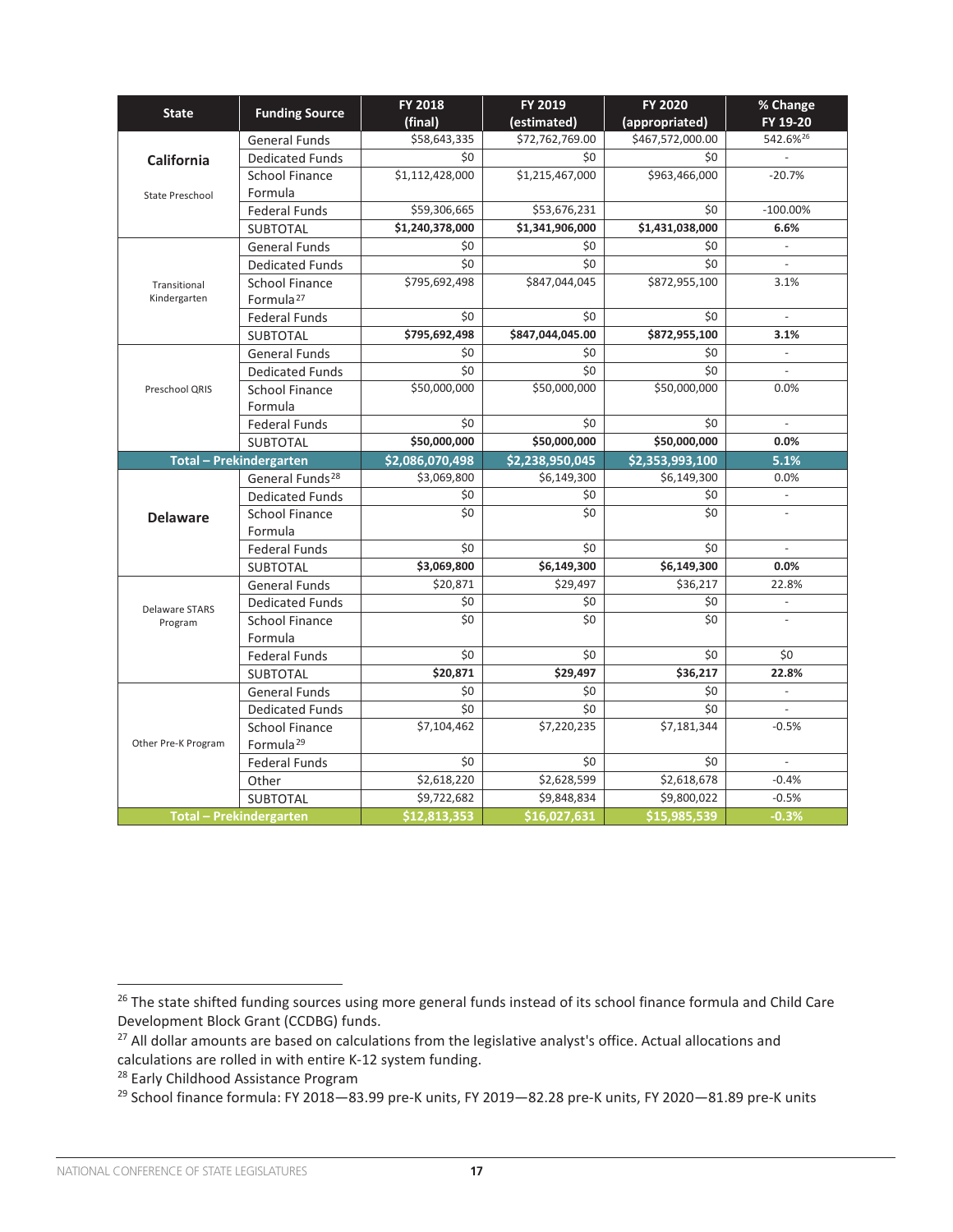| State | Funding Source | FY 2018 (final) | FY 2019 (estimated) | FY 2020 (appropriated) | % Change FY 19-20 |
|---|---|---|---|---|---|
| **California** | General Funds | $58,643,335 | $72,762,769.00 | $467,572,000.00 | 542.6%[26] |
| | Dedicated Funds | $0 | $0 | $0 | - |
| State Preschool | School Finance Formula | $1,112,428,000 | $1,215,467,000 | $963,466,000 | -20.7% |
| | Federal Funds | $59,306,665 | $53,676,231 | $0 | -100.00% |
| | SUBTOTAL | **$1,240,378,000** | **$1,341,906,000** | **$1,431,038,000** | **6.6%** |
| Transitional Kindergarten | General Funds | $0 | $0 | $0 | - |
| | Dedicated Funds | $0 | $0 | $0 | - |
| | School Finance Formula[27] | $795,692,498 | $847,044,045 | $872,955,100 | 3.1% |
| | Federal Funds | $0 | $0 | $0 | - |
| | SUBTOTAL | **$795,692,498** | **$847,044,045.00** | **$872,955,100** | **3.1%** |
| Preschool QRIS | General Funds | $0 | $0 | $0 | - |
| | Dedicated Funds | $0 | $0 | $0 | - |
| | School Finance Formula | $50,000,000 | $50,000,000 | $50,000,000 | 0.0% |
| | Federal Funds | $0 | $0 | $0 | - |
| | SUBTOTAL | **$50,000,000** | **$50,000,000** | **$50,000,000** | **0.0%** |
| **Total – Prekindergarten** | | **$2,086,070,498** | **$2,238,950,045** | **$2,353,993,100** | **5.1%** |
| **Delaware** | General Funds[28] | $3,069,800 | $6,149,300 | $6,149,300 | 0.0% |
| | Dedicated Funds | $0 | $0 | $0 | - |
| | School Finance Formula | $0 | $0 | $0 | - |
| | Federal Funds | $0 | $0 | $0 | - |
| | SUBTOTAL | **$3,069,800** | **$6,149,300** | **$6,149,300** | **0.0%** |
| Delaware STARS Program | General Funds | $20,871 | $29,497 | $36,217 | 22.8% |
| | Dedicated Funds | $0 | $0 | $0 | - |
| | School Finance Formula | $0 | $0 | $0 | - |
| | Federal Funds | $0 | $0 | $0 | $0 |
| | SUBTOTAL | **$20,871** | **$29,497** | **$36,217** | **22.8%** |
| Other Pre-K Program | General Funds | $0 | $0 | $0 | - |
| | Dedicated Funds | $0 | $0 | $0 | - |
| | School Finance Formula[29] | $7,104,462 | $7,220,235 | $7,181,344 | -0.5% |
| | Federal Funds | $0 | $0 | $0 | - |
| | Other | $2,618,220 | $2,628,599 | $2,618,678 | -0.4% |
| | SUBTOTAL | $9,722,682 | $9,848,834 | $9,800,022 | -0.5% |
| **Total – Prekindergarten** | | **$12,813,353** | **$16,027,631** | **$15,985,539** | **-0.3%** |

[26] The state shifted funding sources using more general funds instead of its school finance formula and Child Care Development Block Grant (CCDBG) funds.

[27] All dollar amounts are based on calculations from the legislative analyst's office. Actual allocations and calculations are rolled in with entire K-12 system funding.

[28] Early Childhood Assistance Program

[29] School finance formula: FY 2018—83.99 pre-K units, FY 2019—82.28 pre-K units, FY 2020—81.89 pre-K units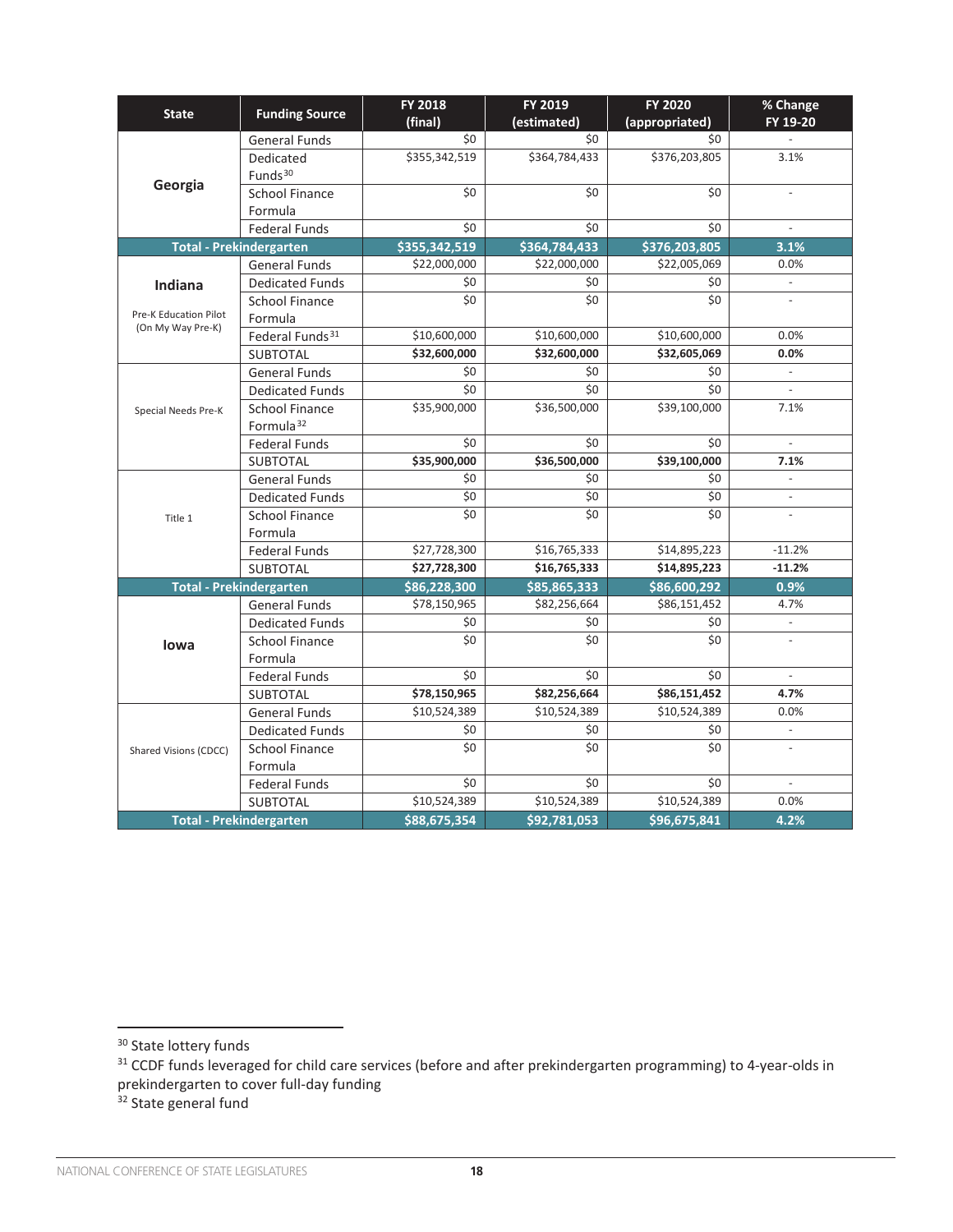| State | Funding Source | FY 2018 (final) | FY 2019 (estimated) | FY 2020 (appropriated) | % Change FY 19-20 |
|---|---|---|---|---|---|
| **Georgia** | General Funds | $0 | $0 | $0 | - |
| | Dedicated Funds[30] | $355,342,519 | $364,784,433 | $376,203,805 | 3.1% |
| | School Finance Formula | $0 | $0 | $0 | - |
| | Federal Funds | $0 | $0 | $0 | - |
| **Total - Prekindergarten** | | **$355,342,519** | **$364,784,433** | **$376,203,805** | **3.1%** |
| **Indiana** Pre-K Education Pilot (On My Way Pre-K) | General Funds | $22,000,000 | $22,000,000 | $22,005,069 | 0.0% |
| | Dedicated Funds | $0 | $0 | $0 | - |
| | School Finance Formula | $0 | $0 | $0 | - |
| | Federal Funds[31] | $10,600,000 | $10,600,000 | $10,600,000 | 0.0% |
| | SUBTOTAL | **$32,600,000** | **$32,600,000** | **$32,605,069** | **0.0%** |
| Special Needs Pre-K | General Funds | $0 | $0 | $0 | - |
| | Dedicated Funds | $0 | $0 | $0 | - |
| | School Finance Formula[32] | $35,900,000 | $36,500,000 | $39,100,000 | 7.1% |
| | Federal Funds | $0 | $0 | $0 | - |
| | SUBTOTAL | **$35,900,000** | **$36,500,000** | **$39,100,000** | **7.1%** |
| Title 1 | General Funds | $0 | $0 | $0 | - |
| | Dedicated Funds | $0 | $0 | $0 | - |
| | School Finance Formula | $0 | $0 | $0 | - |
| | Federal Funds | $27,728,300 | $16,765,333 | $14,895,223 | -11.2% |
| | SUBTOTAL | **$27,728,300** | **$16,765,333** | **$14,895,223** | **-11.2%** |
| **Total - Prekindergarten** | | **$86,228,300** | **$85,865,333** | **$86,600,292** | **0.9%** |
| **Iowa** | General Funds | $78,150,965 | $82,256,664 | $86,151,452 | 4.7% |
| | Dedicated Funds | $0 | $0 | $0 | - |
| | School Finance Formula | $0 | $0 | $0 | - |
| | Federal Funds | $0 | $0 | $0 | - |
| | SUBTOTAL | **$78,150,965** | **$82,256,664** | **$86,151,452** | **4.7%** |
| Shared Visions (CDCC) | General Funds | $10,524,389 | $10,524,389 | $10,524,389 | 0.0% |
| | Dedicated Funds | $0 | $0 | $0 | - |
| | School Finance Formula | $0 | $0 | $0 | - |
| | Federal Funds | $0 | $0 | $0 | - |
| | SUBTOTAL | $10,524,389 | $10,524,389 | $10,524,389 | 0.0% |
| **Total - Prekindergarten** | | **$88,675,354** | **$92,781,053** | **$96,675,841** | **4.2%** |

[30] State lottery funds

[31] CCDF funds leveraged for child care services (before and after prekindergarten programming) to 4-year-olds in prekindergarten to cover full-day funding

[32] State general fund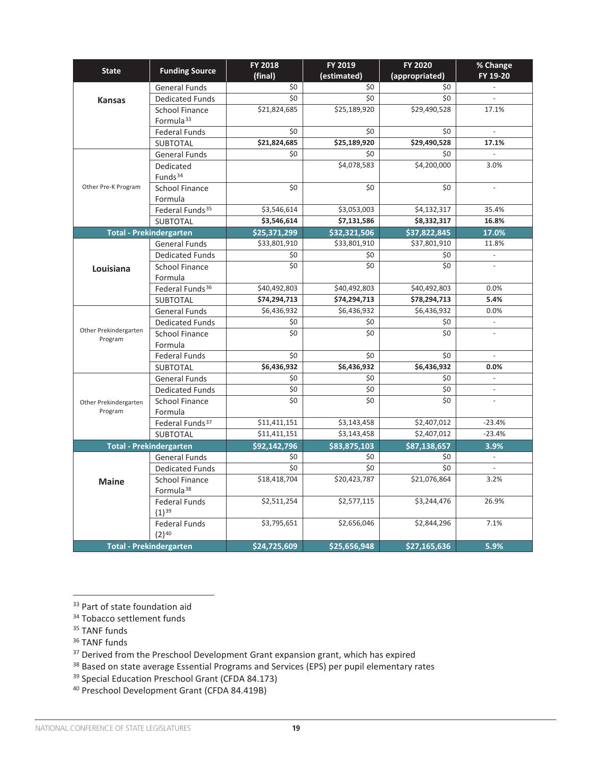| State | Funding Source | FY 2018 (final) | FY 2019 (estimated) | FY 2020 (appropriated) | % Change FY 19-20 |
|---|---|---|---|---|---|
| **Kansas** | General Funds | $0 | $0 | $0 | - |
| | Dedicated Funds | $0 | $0 | $0 | - |
| | School Finance Formula[33] | $21,824,685 | $25,189,920 | $29,490,528 | 17.1% |
| | Federal Funds | $0 | $0 | $0 | - |
| | SUBTOTAL | **$21,824,685** | **$25,189,920** | **$29,490,528** | **17.1%** |
| Other Pre-K Program | General Funds | $0 | $0 | $0 | - |
| | Dedicated Funds[34] | | $4,078,583 | $4,200,000 | 3.0% |
| | School Finance Formula | $0 | $0 | $0 | - |
| | Federal Funds[35] | $3,546,614 | $3,053,003 | $4,132,317 | 35.4% |
| | SUBTOTAL | **$3,546,614** | **$7,131,586** | **$8,332,317** | **16.8%** |
| **Total - Prekindergarten** | | **$25,371,299** | **$32,321,506** | **$37,822,845** | **17.0%** |
| **Louisiana** | General Funds | $33,801,910 | $33,801,910 | $37,801,910 | 11.8% |
| | Dedicated Funds | $0 | $0 | $0 | - |
| | School Finance Formula | $0 | $0 | $0 | - |
| | Federal Funds[36] | $40,492,803 | $40,492,803 | $40,492,803 | 0.0% |
| | SUBTOTAL | **$74,294,713** | **$74,294,713** | **$78,294,713** | **5.4%** |
| Other Prekindergarten Program | General Funds | $6,436,932 | $6,436,932 | $6,436,932 | 0.0% |
| | Dedicated Funds | $0 | $0 | $0 | - |
| | School Finance Formula | $0 | $0 | $0 | - |
| | Federal Funds | $0 | $0 | $0 | - |
| | SUBTOTAL | **$6,436,932** | **$6,436,932** | **$6,436,932** | **0.0%** |
| Other Prekindergarten Program | General Funds | $0 | $0 | $0 | - |
| | Dedicated Funds | $0 | $0 | $0 | - |
| | School Finance Formula | $0 | $0 | $0 | - |
| | Federal Funds[37] | $11,411,151 | $3,143,458 | $2,407,012 | -23.4% |
| | SUBTOTAL | $11,411,151 | $3,143,458 | $2,407,012 | -23.4% |
| **Total - Prekindergarten** | | **$92,142,796** | **$83,875,103** | **$87,138,657** | **3.9%** |
| **Maine** | General Funds | $0 | $0 | $0 | - |
| | Dedicated Funds | $0 | $0 | $0 | - |
| | School Finance Formula[38] | $18,418,704 | $20,423,787 | $21,076,864 | 3.2% |
| | Federal Funds (1)[39] | $2,511,254 | $2,577,115 | $3,244,476 | 26.9% |
| | Federal Funds (2)[40] | $3,795,651 | $2,656,046 | $2,844,296 | 7.1% |
| **Total - Prekindergarten** | | **$24,725,609** | **$25,656,948** | **$27,165,636** | **5.9%** |

[33] Part of state foundation aid
[34] Tobacco settlement funds
[35] TANF funds
[36] TANF funds
[37] Derived from the Preschool Development Grant expansion grant, which has expired
[38] Based on state average Essential Programs and Services (EPS) per pupil elementary rates
[39] Special Education Preschool Grant (CFDA 84.173)
[40] Preschool Development Grant (CFDA 84.419B)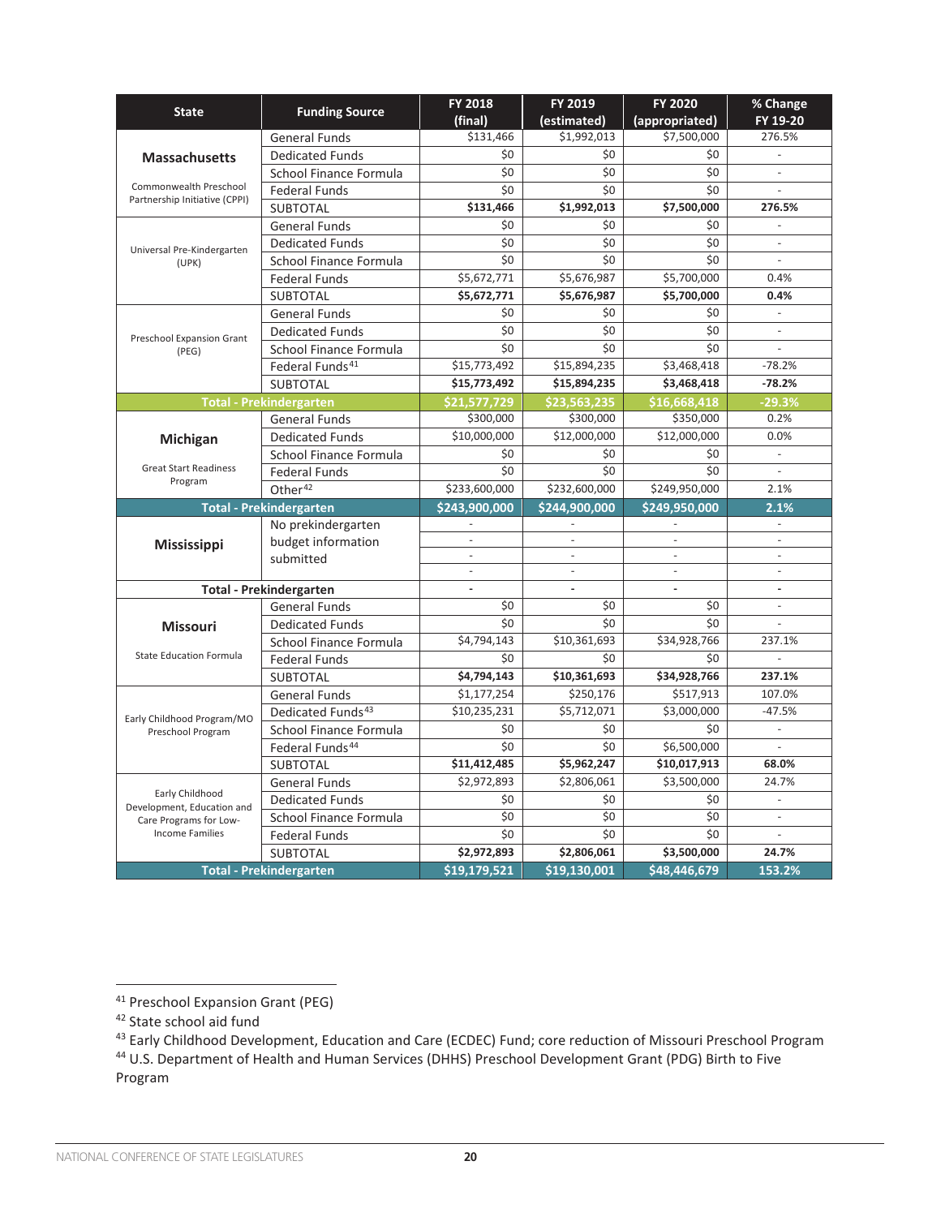| State | Funding Source | FY 2018 (final) | FY 2019 (estimated) | FY 2020 (appropriated) | % Change FY 19-20 |
|---|---|---|---|---|---|
| **Massachusetts** | General Funds | $131,466 | $1,992,013 | $7,500,000 | 276.5% |
| | Dedicated Funds | $0 | $0 | $0 | - |
| Commonwealth Preschool Partnership Initiative (CPPI) | School Finance Formula | $0 | $0 | $0 | - |
| | Federal Funds | $0 | $0 | $0 | - |
| | SUBTOTAL | **$131,466** | **$1,992,013** | **$7,500,000** | **276.5%** |
| Universal Pre-Kindergarten (UPK) | General Funds | $0 | $0 | $0 | - |
| | Dedicated Funds | $0 | $0 | $0 | - |
| | School Finance Formula | $0 | $0 | $0 | - |
| | Federal Funds | $5,672,771 | $5,676,987 | $5,700,000 | 0.4% |
| | SUBTOTAL | **$5,672,771** | **$5,676,987** | **$5,700,000** | **0.4%** |
| Preschool Expansion Grant (PEG) | General Funds | $0 | $0 | $0 | - |
| | Dedicated Funds | $0 | $0 | $0 | - |
| | School Finance Formula | $0 | $0 | $0 | - |
| | Federal Funds[41] | $15,773,492 | $15,894,235 | $3,468,418 | -78.2% |
| | SUBTOTAL | **$15,773,492** | **$15,894,235** | **$3,468,418** | **-78.2%** |
| **Total - Prekindergarten** | | **$21,577,729** | **$23,563,235** | **$16,668,418** | **-29.3%** |
| **Michigan** | General Funds | $300,000 | $300,000 | $350,000 | 0.2% |
| | Dedicated Funds | $10,000,000 | $12,000,000 | $12,000,000 | 0.0% |
| Great Start Readiness Program | School Finance Formula | $0 | $0 | $0 | - |
| | Federal Funds | $0 | $0 | $0 | - |
| | Other[42] | $233,600,000 | $232,600,000 | $249,950,000 | 2.1% |
| **Total - Prekindergarten** | | **$243,900,000** | **$244,900,000** | **$249,950,000** | **2.1%** |
| **Mississippi** | No prekindergarten budget information submitted | - | - | - | - |
| | | - | - | - | - |
| | | - | - | - | - |
| | | - | - | - | - |
| **Total - Prekindergarten** | | **-** | **-** | **-** | **-** |
| **Missouri** | General Funds | $0 | $0 | $0 | - |
| | Dedicated Funds | $0 | $0 | $0 | - |
| State Education Formula | School Finance Formula | $4,794,143 | $10,361,693 | $34,928,766 | 237.1% |
| | Federal Funds | $0 | $0 | $0 | - |
| | SUBTOTAL | **$4,794,143** | **$10,361,693** | **$34,928,766** | **237.1%** |
| Early Childhood Program/MO Preschool Program | General Funds | $1,177,254 | $250,176 | $517,913 | 107.0% |
| | Dedicated Funds[43] | $10,235,231 | $5,712,071 | $3,000,000 | -47.5% |
| | School Finance Formula | $0 | $0 | $0 | - |
| | Federal Funds[44] | $0 | $0 | $6,500,000 | - |
| | SUBTOTAL | **$11,412,485** | **$5,962,247** | **$10,017,913** | **68.0%** |
| Early Childhood Development, Education and Care Programs for Low-Income Families | General Funds | $2,972,893 | $2,806,061 | $3,500,000 | 24.7% |
| | Dedicated Funds | $0 | $0 | $0 | - |
| | School Finance Formula | $0 | $0 | $0 | - |
| | Federal Funds | $0 | $0 | $0 | - |
| | SUBTOTAL | **$2,972,893** | **$2,806,061** | **$3,500,000** | **24.7%** |
| **Total - Prekindergarten** | | **$19,179,521** | **$19,130,001** | **$48,446,679** | **153.2%** |

[41] Preschool Expansion Grant (PEG)

[42] State school aid fund

[43] Early Childhood Development, Education and Care (ECDEC) Fund; core reduction of Missouri Preschool Program

[44] U.S. Department of Health and Human Services (DHHS) Preschool Development Grant (PDG) Birth to Five Program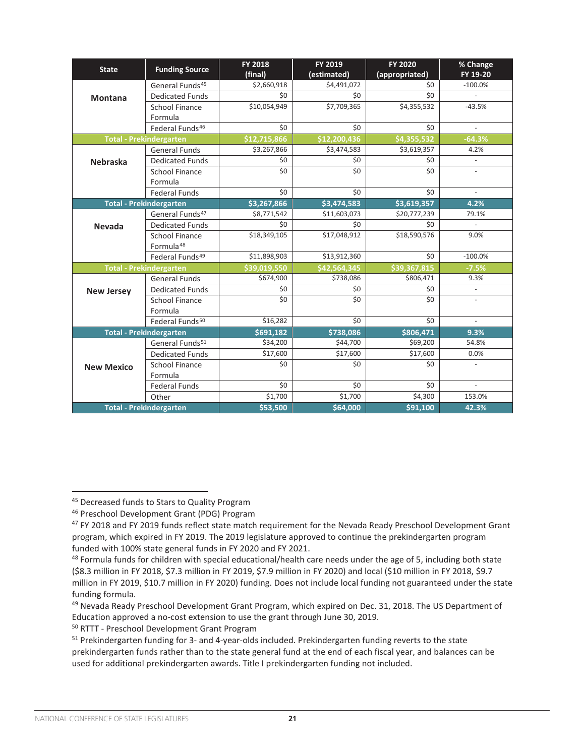| State | Funding Source | FY 2018 (final) | FY 2019 (estimated) | FY 2020 (appropriated) | % Change FY 19-20 |
|---|---|---|---|---|---|
| Montana | General Funds[45] | $2,660,918 | $4,491,072 | $0 | -100.0% |
| | Dedicated Funds | $0 | $0 | $0 | - |
| | School Finance Formula | $10,054,949 | $7,709,365 | $4,355,532 | -43.5% |
| | Federal Funds[46] | $0 | $0 | $0 | - |
| **Total - Prekindergarten** | | **$12,715,866** | **$12,200,436** | **$4,355,532** | **-64.3%** |
| Nebraska | General Funds | $3,267,866 | $3,474,583 | $3,619,357 | 4.2% |
| | Dedicated Funds | $0 | $0 | $0 | - |
| | School Finance Formula | $0 | $0 | $0 | - |
| | Federal Funds | $0 | $0 | $0 | - |
| **Total - Prekindergarten** | | **$3,267,866** | **$3,474,583** | **$3,619,357** | **4.2%** |
| Nevada | General Funds[47] | $8,771,542 | $11,603,073 | $20,777,239 | 79.1% |
| | Dedicated Funds | $0 | $0 | $0 | - |
| | School Finance Formula[48] | $18,349,105 | $17,048,912 | $18,590,576 | 9.0% |
| | Federal Funds[49] | $11,898,903 | $13,912,360 | $0 | -100.0% |
| **Total - Prekindergarten** | | **$39,019,550** | **$42,564,345** | **$39,367,815** | **-7.5%** |
| New Jersey | General Funds | $674,900 | $738,086 | $806,471 | 9.3% |
| | Dedicated Funds | $0 | $0 | $0 | - |
| | School Finance Formula | $0 | $0 | $0 | - |
| | Federal Funds[50] | $16,282 | $0 | $0 | - |
| **Total - Prekindergarten** | | **$691,182** | **$738,086** | **$806,471** | **9.3%** |
| New Mexico | General Funds[51] | $34,200 | $44,700 | $69,200 | 54.8% |
| | Dedicated Funds | $17,600 | $17,600 | $17,600 | 0.0% |
| | School Finance Formula | $0 | $0 | $0 | - |
| | Federal Funds | $0 | $0 | $0 | - |
| | Other | $1,700 | $1,700 | $4,300 | 153.0% |
| **Total - Prekindergarten** | | **$53,500** | **$64,000** | **$91,100** | **42.3%** |

[45] Decreased funds to Stars to Quality Program

[46] Preschool Development Grant (PDG) Program

[47] FY 2018 and FY 2019 funds reflect state match requirement for the Nevada Ready Preschool Development Grant program, which expired in FY 2019. The 2019 legislature approved to continue the prekindergarten program funded with 100% state general funds in FY 2020 and FY 2021.

[48] Formula funds for children with special educational/health care needs under the age of 5, including both state ($8.3 million in FY 2018, $7.3 million in FY 2019, $7.9 million in FY 2020) and local ($10 million in FY 2018, $9.7 million in FY 2019, $10.7 million in FY 2020) funding. Does not include local funding not guaranteed under the state funding formula.

[49] Nevada Ready Preschool Development Grant Program, which expired on Dec. 31, 2018. The US Department of Education approved a no-cost extension to use the grant through June 30, 2019.

[50] RTTT - Preschool Development Grant Program

[51] Prekindergarten funding for 3- and 4-year-olds included. Prekindergarten funding reverts to the state prekindergarten funds rather than to the state general fund at the end of each fiscal year, and balances can be used for additional prekindergarten awards. Title I prekindergarten funding not included.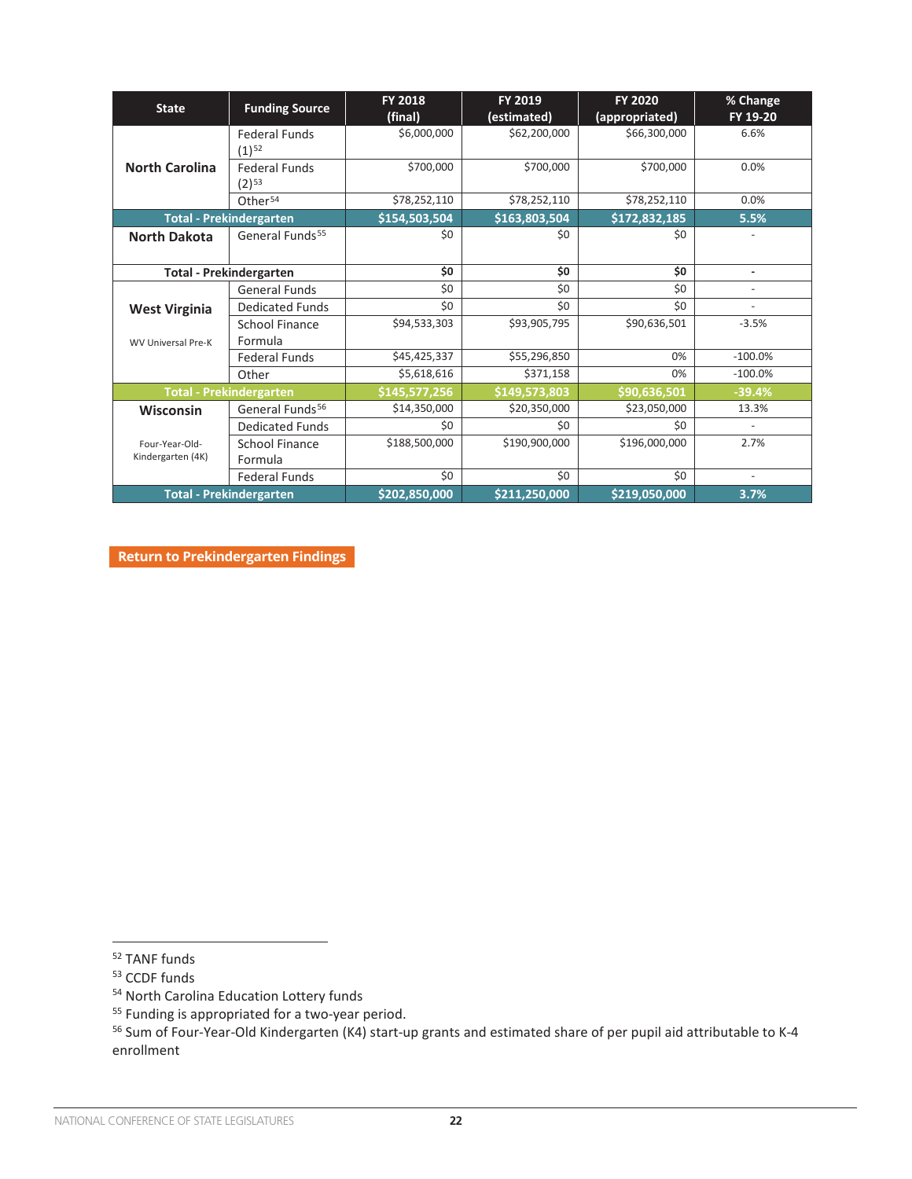| State | Funding Source | FY 2018 (final) | FY 2019 (estimated) | FY 2020 (appropriated) | % Change FY 19-20 |
|---|---|---|---|---|---|
| **North Carolina** | Federal Funds (1)[52] | $6,000,000 | $62,200,000 | $66,300,000 | 6.6% |
| | Federal Funds (2)[53] | $700,000 | $700,000 | $700,000 | 0.0% |
| | Other[54] | $78,252,110 | $78,252,110 | $78,252,110 | 0.0% |
| **Total - Prekindergarten** | | **$154,503,504** | **$163,803,504** | **$172,832,185** | **5.5%** |
| **North Dakota** | General Funds[55] | $0 | $0 | $0 | - |
| **Total - Prekindergarten** | | **$0** | **$0** | **$0** | **-** |
| **West Virginia** | General Funds | $0 | $0 | $0 | - |
| | Dedicated Funds | $0 | $0 | $0 | - |
| WV Universal Pre-K | School Finance Formula | $94,533,303 | $93,905,795 | $90,636,501 | -3.5% |
| | Federal Funds | $45,425,337 | $55,296,850 | 0% | -100.0% |
| | Other | $5,618,616 | $371,158 | 0% | -100.0% |
| **Total - Prekindergarten** | | **$145,577,256** | **$149,573,803** | **$90,636,501** | **-39.4%** |
| **Wisconsin** | General Funds[56] | $14,350,000 | $20,350,000 | $23,050,000 | 13.3% |
| | Dedicated Funds | $0 | $0 | $0 | - |
| Four-Year-Old-Kindergarten (4K) | School Finance Formula | $188,500,000 | $190,900,000 | $196,000,000 | 2.7% |
| | Federal Funds | $0 | $0 | $0 | - |
| **Total - Prekindergarten** | | **$202,850,000** | **$211,250,000** | **$219,050,000** | **3.7%** |

**Return to Prekindergarten Findings**

---

[52] TANF funds

[53] CCDF funds

[54] North Carolina Education Lottery funds

[55] Funding is appropriated for a two-year period.

[56] Sum of Four-Year-Old Kindergarten (K4) start-up grants and estimated share of per pupil aid attributable to K-4 enrollment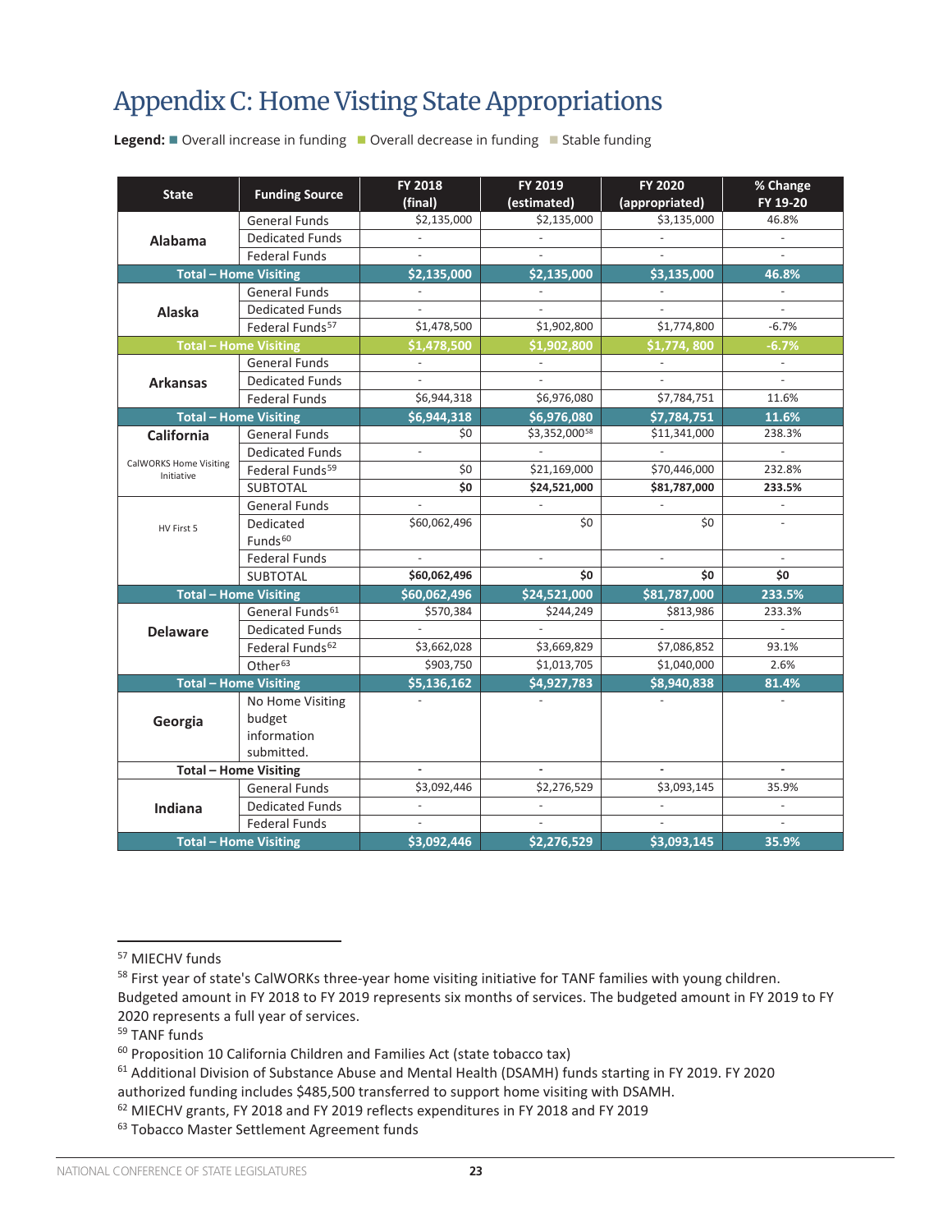# Appendix C: Home Visiting State Appropriations

**Legend:** ■ Overall increase in funding ■ Overall decrease in funding ■ Stable funding

| State | Funding Source | FY 2018 (final) | FY 2019 (estimated) | FY 2020 (appropriated) | % Change FY 19-20 |
|---|---|---|---|---|---|
| Alabama | General Funds | $2,135,000 | $2,135,000 | $3,135,000 | 46.8% |
| | Dedicated Funds | - | - | - | - |
| | Federal Funds | - | - | - | - |
| **Total – Home Visiting** | | **$2,135,000** | **$2,135,000** | **$3,135,000** | **46.8%** |
| Alaska | General Funds | - | - | - | - |
| | Dedicated Funds | - | - | - | - |
| | Federal Funds[57] | $1,478,500 | $1,902,800 | $1,774,800 | -6.7% |
| **Total – Home Visiting** | | **$1,478,500** | **$1,902,800** | **$1,774, 800** | **-6.7%** |
| Arkansas | General Funds | - | - | - | - |
| | Dedicated Funds | - | - | - | - |
| | Federal Funds | $6,944,318 | $6,976,080 | $7,784,751 | 11.6% |
| **Total – Home Visiting** | | **$6,944,318** | **$6,976,080** | **$7,784,751** | **11.6%** |
| California – CalWORKS Home Visiting Initiative | General Funds | $0 | $3,352,000[58] | $11,341,000 | 238.3% |
| | Dedicated Funds | - | - | - | - |
| | Federal Funds[59] | $0 | $21,169,000 | $70,446,000 | 232.8% |
| | SUBTOTAL | **$0** | **$24,521,000** | **$81,787,000** | **233.5%** |
| HV First 5 | General Funds | - | - | - | - |
| | Dedicated Funds[60] | $60,062,496 | $0 | $0 | - |
| | Federal Funds | - | - | - | - |
| | SUBTOTAL | **$60,062,496** | **$0** | **$0** | **$0** |
| **Total – Home Visiting** | | **$60,062,496** | **$24,521,000** | **$81,787,000** | **233.5%** |
| Delaware | General Funds[61] | $570,384 | $244,249 | $813,986 | 233.3% |
| | Dedicated Funds | - | - | - | - |
| | Federal Funds[62] | $3,662,028 | $3,669,829 | $7,086,852 | 93.1% |
| | Other[63] | $903,750 | $1,013,705 | $1,040,000 | 2.6% |
| **Total – Home Visiting** | | **$5,136,162** | **$4,927,783** | **$8,940,838** | **81.4%** |
| Georgia | No Home Visiting budget information submitted. | - | - | - | - |
| **Total – Home Visiting** | | **-** | **-** | **-** | **-** |
| Indiana | General Funds | $3,092,446 | $2,276,529 | $3,093,145 | 35.9% |
| | Dedicated Funds | - | - | - | - |
| | Federal Funds | - | - | - | - |
| **Total – Home Visiting** | | **$3,092,446** | **$2,276,529** | **$3,093,145** | **35.9%** |

[57] MIECHV funds

[58] First year of state's CalWORKs three-year home visiting initiative for TANF families with young children. Budgeted amount in FY 2018 to FY 2019 represents six months of services. The budgeted amount in FY 2019 to FY 2020 represents a full year of services.

[59] TANF funds

[60] Proposition 10 California Children and Families Act (state tobacco tax)

[61] Additional Division of Substance Abuse and Mental Health (DSAMH) funds starting in FY 2019. FY 2020 authorized funding includes $485,500 transferred to support home visiting with DSAMH.

[62] MIECHV grants, FY 2018 and FY 2019 reflects expenditures in FY 2018 and FY 2019

[63] Tobacco Master Settlement Agreement funds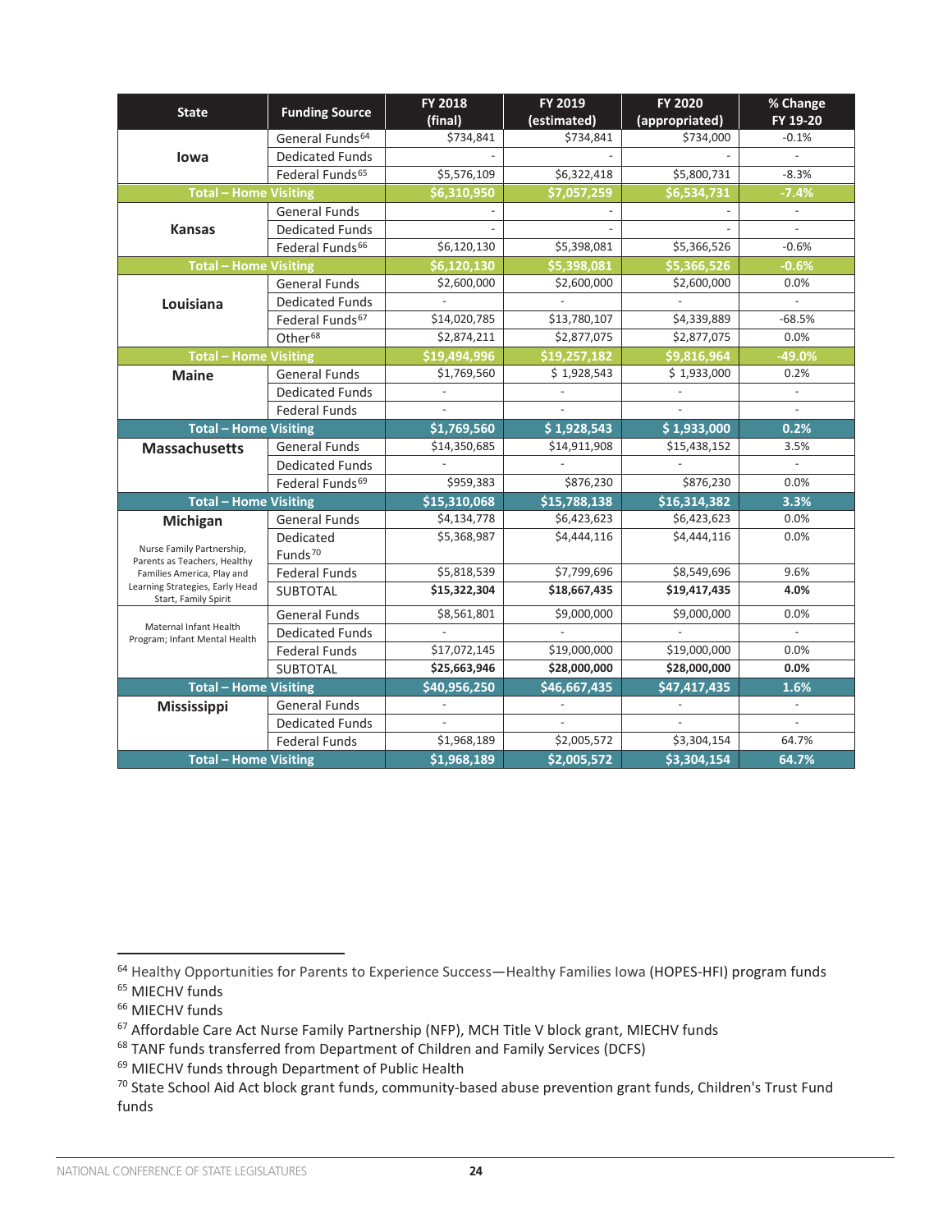| State | Funding Source | FY 2018 (final) | FY 2019 (estimated) | FY 2020 (appropriated) | % Change FY 19-20 |
|---|---|---|---|---|---|
| **Iowa** | General Funds[64] | $734,841 | $734,841 | $734,000 | -0.1% |
| | Dedicated Funds | - | - | - | - |
| | Federal Funds[65] | $5,576,109 | $6,322,418 | $5,800,731 | -8.3% |
| **Total – Home Visiting** | | **$6,310,950** | **$7,057,259** | **$6,534,731** | **-7.4%** |
| **Kansas** | General Funds | - | - | - | - |
| | Dedicated Funds | - | - | - | - |
| | Federal Funds[66] | $6,120,130 | $5,398,081 | $5,366,526 | -0.6% |
| **Total – Home Visiting** | | **$6,120,130** | **$5,398,081** | **$5,366,526** | **-0.6%** |
| **Louisiana** | General Funds | $2,600,000 | $2,600,000 | $2,600,000 | 0.0% |
| | Dedicated Funds | - | - | - | - |
| | Federal Funds[67] | $14,020,785 | $13,780,107 | $4,339,889 | -68.5% |
| | Other[68] | $2,874,211 | $2,877,075 | $2,877,075 | 0.0% |
| **Total – Home Visiting** | | **$19,494,996** | **$19,257,182** | **$9,816,964** | **-49.0%** |
| **Maine** | General Funds | $1,769,560 | $ 1,928,543 | $ 1,933,000 | 0.2% |
| | Dedicated Funds | - | - | - | - |
| | Federal Funds | - | - | - | - |
| **Total – Home Visiting** | | **$1,769,560** | **$ 1,928,543** | **$ 1,933,000** | **0.2%** |
| **Massachusetts** | General Funds | $14,350,685 | $14,911,908 | $15,438,152 | 3.5% |
| | Dedicated Funds | - | - | - | - |
| | Federal Funds[69] | $959,383 | $876,230 | $876,230 | 0.0% |
| **Total – Home Visiting** | | **$15,310,068** | **$15,788,138** | **$16,314,382** | **3.3%** |
| **Michigan** | General Funds | $4,134,778 | $6,423,623 | $6,423,623 | 0.0% |
| Nurse Family Partnership, Parents as Teachers, Healthy Families America, Play and Learning Strategies, Early Head Start, Family Spirit | Dedicated Funds[70] | $5,368,987 | $4,444,116 | $4,444,116 | 0.0% |
| | Federal Funds | $5,818,539 | $7,799,696 | $8,549,696 | 9.6% |
| | SUBTOTAL | **$15,322,304** | **$18,667,435** | **$19,417,435** | **4.0%** |
| Maternal Infant Health Program; Infant Mental Health | General Funds | $8,561,801 | $9,000,000 | $9,000,000 | 0.0% |
| | Dedicated Funds | - | - | - | - |
| | Federal Funds | $17,072,145 | $19,000,000 | $19,000,000 | 0.0% |
| | SUBTOTAL | **$25,663,946** | **$28,000,000** | **$28,000,000** | **0.0%** |
| **Total – Home Visiting** | | **$40,956,250** | **$46,667,435** | **$47,417,435** | **1.6%** |
| **Mississippi** | General Funds | - | - | - | - |
| | Dedicated Funds | - | - | - | - |
| | Federal Funds | $1,968,189 | $2,005,572 | $3,304,154 | 64.7% |
| **Total – Home Visiting** | | **$1,968,189** | **$2,005,572** | **$3,304,154** | **64.7%** |

[64] Healthy Opportunities for Parents to Experience Success—Healthy Families Iowa (HOPES-HFI) program funds

[65] MIECHV funds

[66] MIECHV funds

[67] Affordable Care Act Nurse Family Partnership (NFP), MCH Title V block grant, MIECHV funds

[68] TANF funds transferred from Department of Children and Family Services (DCFS)

[69] MIECHV funds through Department of Public Health

[70] State School Aid Act block grant funds, community-based abuse prevention grant funds, Children's Trust Fund funds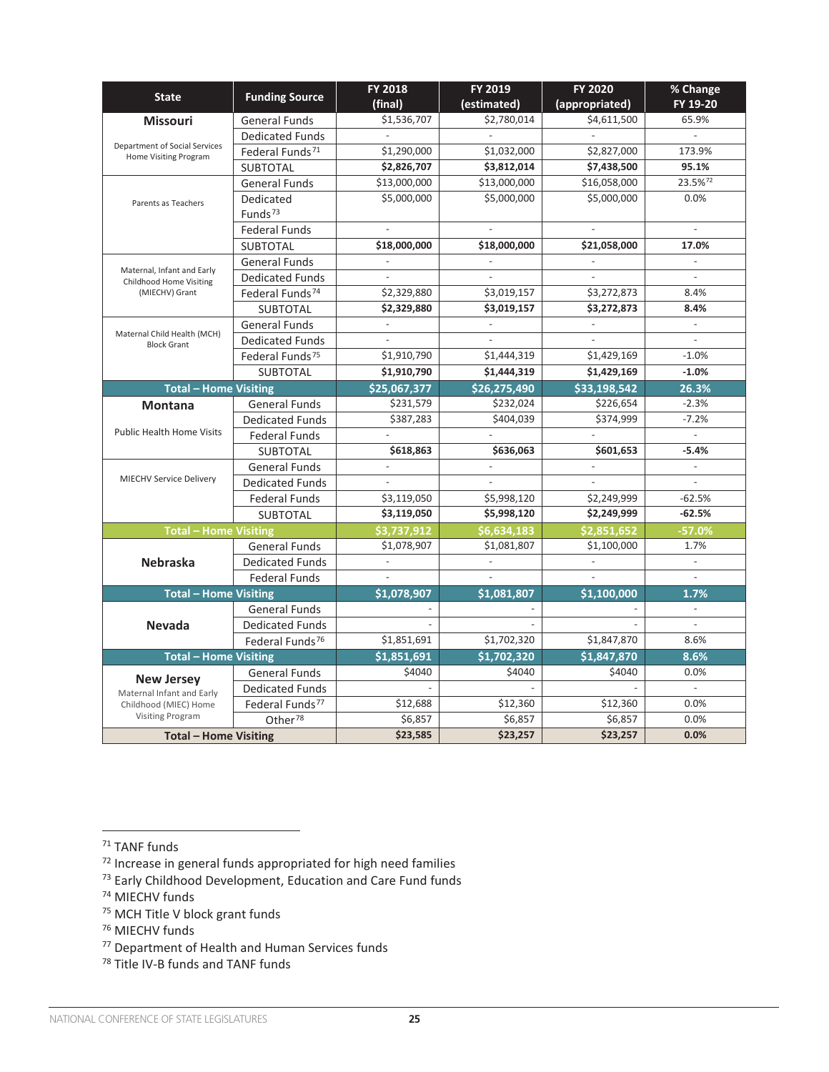| State | Funding Source | FY 2018 (final) | FY 2019 (estimated) | FY 2020 (appropriated) | % Change FY 19-20 |
|---|---|---|---|---|---|
| **Missouri** | General Funds | $1,536,707 | $2,780,014 | $4,611,500 | 65.9% |
| Department of Social Services Home Visiting Program | Dedicated Funds | - | - | - | - |
| | Federal Funds[71] | $1,290,000 | $1,032,000 | $2,827,000 | 173.9% |
| | SUBTOTAL | **$2,826,707** | **$3,812,014** | **$7,438,500** | **95.1%** |
| Parents as Teachers | General Funds | $13,000,000 | $13,000,000 | $16,058,000 | 23.5%[72] |
| | Dedicated Funds[73] | $5,000,000 | $5,000,000 | $5,000,000 | 0.0% |
| | Federal Funds | - | - | - | - |
| | SUBTOTAL | **$18,000,000** | **$18,000,000** | **$21,058,000** | **17.0%** |
| Maternal, Infant and Early Childhood Home Visiting (MIECHV) Grant | General Funds | - | - | - | - |
| | Dedicated Funds | - | - | - | - |
| | Federal Funds[74] | $2,329,880 | $3,019,157 | $3,272,873 | 8.4% |
| | SUBTOTAL | **$2,329,880** | **$3,019,157** | **$3,272,873** | **8.4%** |
| Maternal Child Health (MCH) Block Grant | General Funds | - | - | - | - |
| | Dedicated Funds | - | - | - | - |
| | Federal Funds[75] | $1,910,790 | $1,444,319 | $1,429,169 | -1.0% |
| | SUBTOTAL | **$1,910,790** | **$1,444,319** | **$1,429,169** | **-1.0%** |
| **Total – Home Visiting** | | **$25,067,377** | **$26,275,490** | **$33,198,542** | **26.3%** |
| **Montana** | General Funds | $231,579 | $232,024 | $226,654 | -2.3% |
| Public Health Home Visits | Dedicated Funds | $387,283 | $404,039 | $374,999 | -7.2% |
| | Federal Funds | - | - | - | - |
| | SUBTOTAL | **$618,863** | **$636,063** | **$601,653** | **-5.4%** |
| MIECHV Service Delivery | General Funds | - | - | - | - |
| | Dedicated Funds | - | - | - | - |
| | Federal Funds | $3,119,050 | $5,998,120 | $2,249,999 | -62.5% |
| | SUBTOTAL | **$3,119,050** | **$5,998,120** | **$2,249,999** | **-62.5%** |
| **Total – Home Visiting** | | **$3,737,912** | **$6,634,183** | **$2,851,652** | **-57.0%** |
| **Nebraska** | General Funds | $1,078,907 | $1,081,807 | $1,100,000 | 1.7% |
| | Dedicated Funds | - | - | - | - |
| | Federal Funds | - | - | - | - |
| **Total – Home Visiting** | | **$1,078,907** | **$1,081,807** | **$1,100,000** | **1.7%** |
| **Nevada** | General Funds | - | - | - | - |
| | Dedicated Funds | - | - | - | - |
| | Federal Funds[76] | $1,851,691 | $1,702,320 | $1,847,870 | 8.6% |
| **Total – Home Visiting** | | **$1,851,691** | **$1,702,320** | **$1,847,870** | **8.6%** |
| **New Jersey** | General Funds | $4040 | $4040 | $4040 | 0.0% |
| Maternal Infant and Early Childhood (MIEC) Home Visiting Program | Dedicated Funds | - | - | - | - |
| | Federal Funds[77] | $12,688 | $12,360 | $12,360 | 0.0% |
| | Other[78] | $6,857 | $6,857 | $6,857 | 0.0% |
| **Total – Home Visiting** | | **$23,585** | **$23,257** | **$23,257** | **0.0%** |

[71] TANF funds

[72] Increase in general funds appropriated for high need families

[73] Early Childhood Development, Education and Care Fund funds

[74] MIECHV funds

[75] MCH Title V block grant funds

[76] MIECHV funds

[77] Department of Health and Human Services funds

[78] Title IV-B funds and TANF funds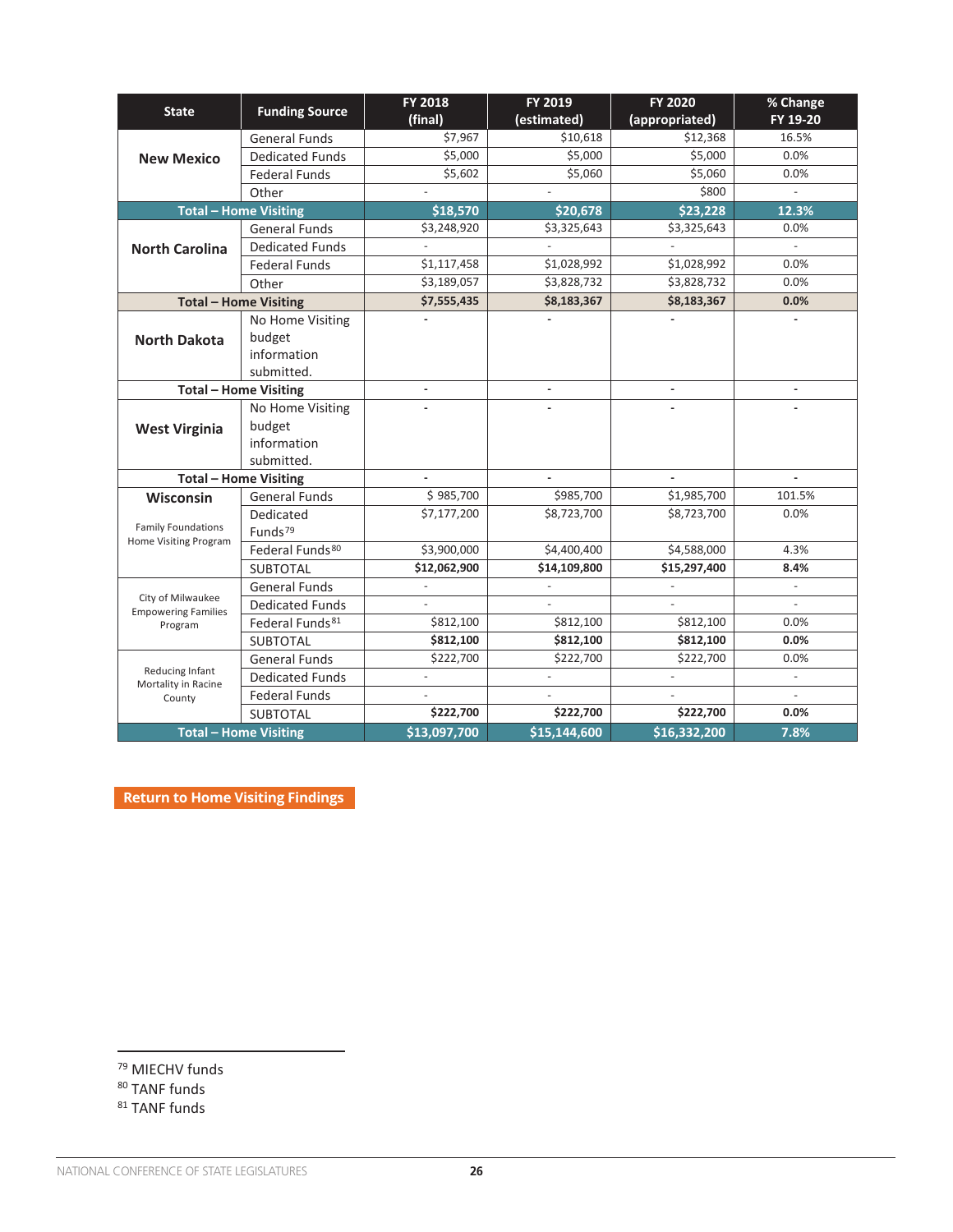| State | Funding Source | FY 2018 (final) | FY 2019 (estimated) | FY 2020 (appropriated) | % Change FY 19-20 |
|---|---|---|---|---|---|
| **New Mexico** | General Funds | $7,967 | $10,618 | $12,368 | 16.5% |
| | Dedicated Funds | $5,000 | $5,000 | $5,000 | 0.0% |
| | Federal Funds | $5,602 | $5,060 | $5,060 | 0.0% |
| | Other | - | - | $800 | - |
| **Total – Home Visiting** | | **$18,570** | **$20,678** | **$23,228** | **12.3%** |
| **North Carolina** | General Funds | $3,248,920 | $3,325,643 | $3,325,643 | 0.0% |
| | Dedicated Funds | - | - | - | - |
| | Federal Funds | $1,117,458 | $1,028,992 | $1,028,992 | 0.0% |
| | Other | $3,189,057 | $3,828,732 | $3,828,732 | 0.0% |
| **Total – Home Visiting** | | **$7,555,435** | **$8,183,367** | **$8,183,367** | **0.0%** |
| **North Dakota** | No Home Visiting budget information submitted. | - | - | - | - |
| **Total – Home Visiting** | | - | - | - | - |
| **West Virginia** | No Home Visiting budget information submitted. | - | - | - | - |
| **Total – Home Visiting** | | - | - | - | - |
| **Wisconsin** Family Foundations Home Visiting Program | General Funds | $ 985,700 | $985,700 | $1,985,700 | 101.5% |
| | Dedicated Funds[79] | $7,177,200 | $8,723,700 | $8,723,700 | 0.0% |
| | Federal Funds[80] | $3,900,000 | $4,400,400 | $4,588,000 | 4.3% |
| | SUBTOTAL | **$12,062,900** | **$14,109,800** | **$15,297,400** | **8.4%** |
| City of Milwaukee Empowering Families Program | General Funds | - | - | - | - |
| | Dedicated Funds | - | - | - | - |
| | Federal Funds[81] | $812,100 | $812,100 | $812,100 | 0.0% |
| | SUBTOTAL | **$812,100** | **$812,100** | **$812,100** | **0.0%** |
| Reducing Infant Mortality in Racine County | General Funds | $222,700 | $222,700 | $222,700 | 0.0% |
| | Dedicated Funds | - | - | - | - |
| | Federal Funds | - | - | - | - |
| | SUBTOTAL | **$222,700** | **$222,700** | **$222,700** | **0.0%** |
| **Total – Home Visiting** | | **$13,097,700** | **$15,144,600** | **$16,332,200** | **7.8%** |

**Return to Home Visiting Findings**

[79] MIECHV funds

[80] TANF funds

[81] TANF funds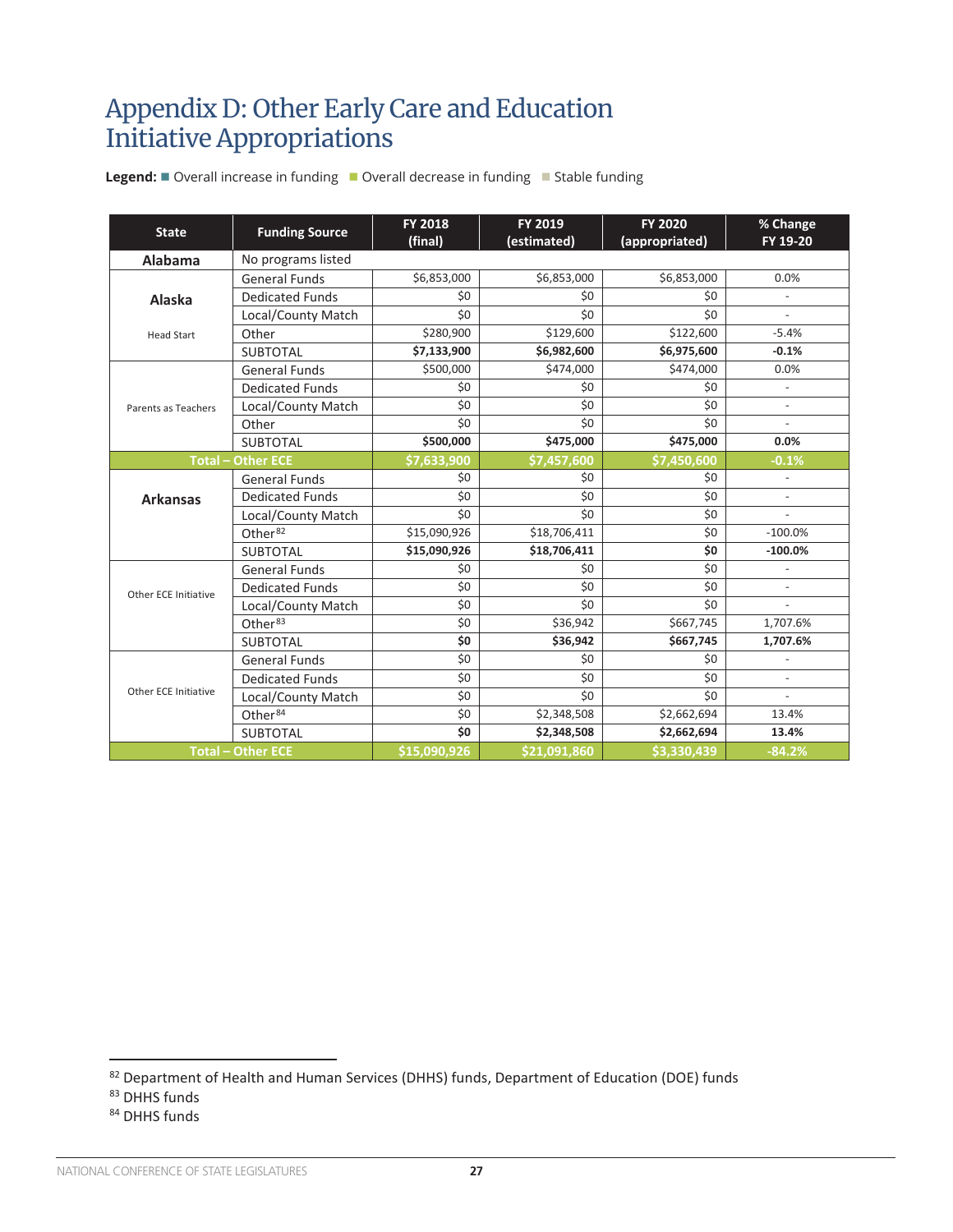# Appendix D: Other Early Care and Education Initiative Appropriations

**Legend:** ■ Overall increase in funding ■ Overall decrease in funding ■ Stable funding

| State | Funding Source | FY 2018 (final) | FY 2019 (estimated) | FY 2020 (appropriated) | % Change FY 19-20 |
|---|---|---|---|---|---|
| **Alabama** | No programs listed | | | | |
| **Alaska** | General Funds | $6,853,000 | $6,853,000 | $6,853,000 | 0.0% |
| | Dedicated Funds | $0 | $0 | $0 | - |
| | Local/County Match | $0 | $0 | $0 | - |
| Head Start | Other | $280,900 | $129,600 | $122,600 | -5.4% |
| | SUBTOTAL | **$7,133,900** | **$6,982,600** | **$6,975,600** | **-0.1%** |
| Parents as Teachers | General Funds | $500,000 | $474,000 | $474,000 | 0.0% |
| | Dedicated Funds | $0 | $0 | $0 | - |
| | Local/County Match | $0 | $0 | $0 | - |
| | Other | $0 | $0 | $0 | - |
| | SUBTOTAL | **$500,000** | **$475,000** | **$475,000** | **0.0%** |
| **Total – Other ECE** | | **$7,633,900** | **$7,457,600** | **$7,450,600** | **-0.1%** |
| **Arkansas** | General Funds | $0 | $0 | $0 | - |
| | Dedicated Funds | $0 | $0 | $0 | - |
| | Local/County Match | $0 | $0 | $0 | - |
| | Other[82] | $15,090,926 | $18,706,411 | $0 | -100.0% |
| | SUBTOTAL | **$15,090,926** | **$18,706,411** | **$0** | **-100.0%** |
| Other ECE Initiative | General Funds | $0 | $0 | $0 | - |
| | Dedicated Funds | $0 | $0 | $0 | - |
| | Local/County Match | $0 | $0 | $0 | - |
| | Other[83] | $0 | $36,942 | $667,745 | 1,707.6% |
| | SUBTOTAL | **$0** | **$36,942** | **$667,745** | **1,707.6%** |
| Other ECE Initiative | General Funds | $0 | $0 | $0 | - |
| | Dedicated Funds | $0 | $0 | $0 | - |
| | Local/County Match | $0 | $0 | $0 | - |
| | Other[84] | $0 | $2,348,508 | $2,662,694 | 13.4% |
| | SUBTOTAL | **$0** | **$2,348,508** | **$2,662,694** | **13.4%** |
| **Total – Other ECE** | | **$15,090,926** | **$21,091,860** | **$3,330,439** | **-84.2%** |

[82] Department of Health and Human Services (DHHS) funds, Department of Education (DOE) funds

[83] DHHS funds

[84] DHHS funds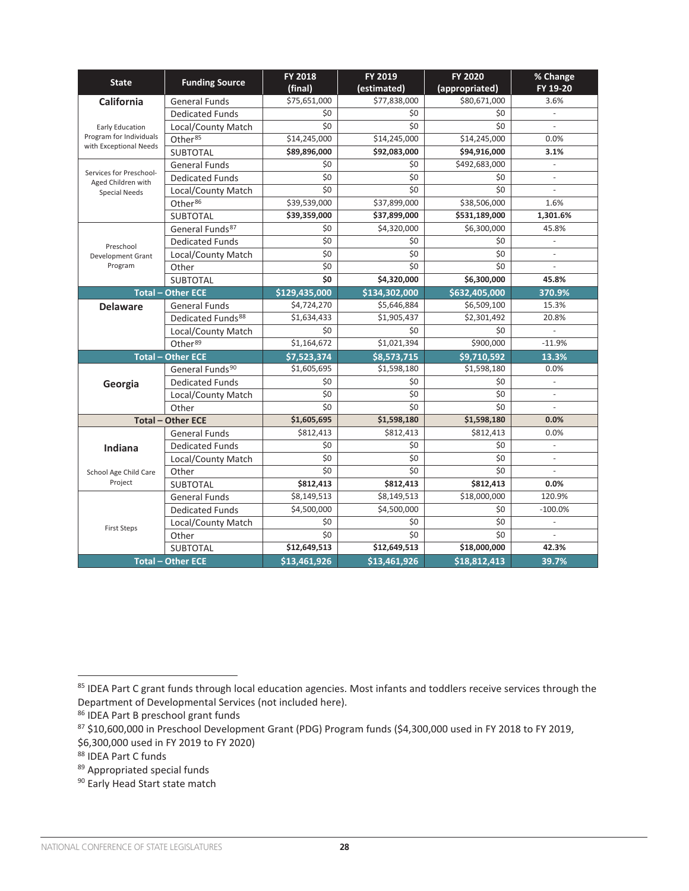| State | Funding Source | FY 2018 (final) | FY 2019 (estimated) | FY 2020 (appropriated) | % Change FY 19-20 |
|---|---|---|---|---|---|
| **California** | General Funds | $75,651,000 | $77,838,000 | $80,671,000 | 3.6% |
| | Dedicated Funds | $0 | $0 | $0 | - |
| Early Education Program for Individuals with Exceptional Needs | Local/County Match | $0 | $0 | $0 | - |
| | Other[85] | $14,245,000 | $14,245,000 | $14,245,000 | 0.0% |
| | SUBTOTAL | **$89,896,000** | **$92,083,000** | **$94,916,000** | **3.1%** |
| Services for Preschool-Aged Children with Special Needs | General Funds | $0 | $0 | $492,683,000 | - |
| | Dedicated Funds | $0 | $0 | $0 | - |
| | Local/County Match | $0 | $0 | $0 | - |
| | Other[86] | $39,539,000 | $37,899,000 | $38,506,000 | 1.6% |
| | SUBTOTAL | **$39,359,000** | **$37,899,000** | **$531,189,000** | **1,301.6%** |
| Preschool Development Grant Program | General Funds[87] | $0 | $4,320,000 | $6,300,000 | 45.8% |
| | Dedicated Funds | $0 | $0 | $0 | - |
| | Local/County Match | $0 | $0 | $0 | - |
| | Other | $0 | $0 | $0 | - |
| | SUBTOTAL | **$0** | **$4,320,000** | **$6,300,000** | **45.8%** |
| **Total – Other ECE** | | **$129,435,000** | **$134,302,000** | **$632,405,000** | **370.9%** |
| **Delaware** | General Funds | $4,724,270 | $5,646,884 | $6,509,100 | 15.3% |
| | Dedicated Funds[88] | $1,634,433 | $1,905,437 | $2,301,492 | 20.8% |
| | Local/County Match | $0 | $0 | $0 | - |
| | Other[89] | $1,164,672 | $1,021,394 | $900,000 | -11.9% |
| **Total – Other ECE** | | **$7,523,374** | **$8,573,715** | **$9,710,592** | **13.3%** |
| **Georgia** | General Funds[90] | $1,605,695 | $1,598,180 | $1,598,180 | 0.0% |
| | Dedicated Funds | $0 | $0 | $0 | - |
| | Local/County Match | $0 | $0 | $0 | - |
| | Other | $0 | $0 | $0 | - |
| **Total – Other ECE** | | **$1,605,695** | **$1,598,180** | **$1,598,180** | **0.0%** |
| **Indiana** | General Funds | $812,413 | $812,413 | $812,413 | 0.0% |
| | Dedicated Funds | $0 | $0 | $0 | - |
| School Age Child Care Project | Local/County Match | $0 | $0 | $0 | - |
| | Other | $0 | $0 | $0 | - |
| | SUBTOTAL | **$812,413** | **$812,413** | **$812,413** | **0.0%** |
| First Steps | General Funds | $8,149,513 | $8,149,513 | $18,000,000 | 120.9% |
| | Dedicated Funds | $4,500,000 | $4,500,000 | $0 | -100.0% |
| | Local/County Match | $0 | $0 | $0 | - |
| | Other | $0 | $0 | $0 | - |
| | SUBTOTAL | **$12,649,513** | **$12,649,513** | **$18,000,000** | **42.3%** |
| **Total – Other ECE** | | **$13,461,926** | **$13,461,926** | **$18,812,413** | **39.7%** |

[85] IDEA Part C grant funds through local education agencies. Most infants and toddlers receive services through the Department of Developmental Services (not included here).

[86] IDEA Part B preschool grant funds

[87] $10,600,000 in Preschool Development Grant (PDG) Program funds ($4,300,000 used in FY 2018 to FY 2019, $6,300,000 used in FY 2019 to FY 2020)

[88] IDEA Part C funds

[89] Appropriated special funds

[90] Early Head Start state match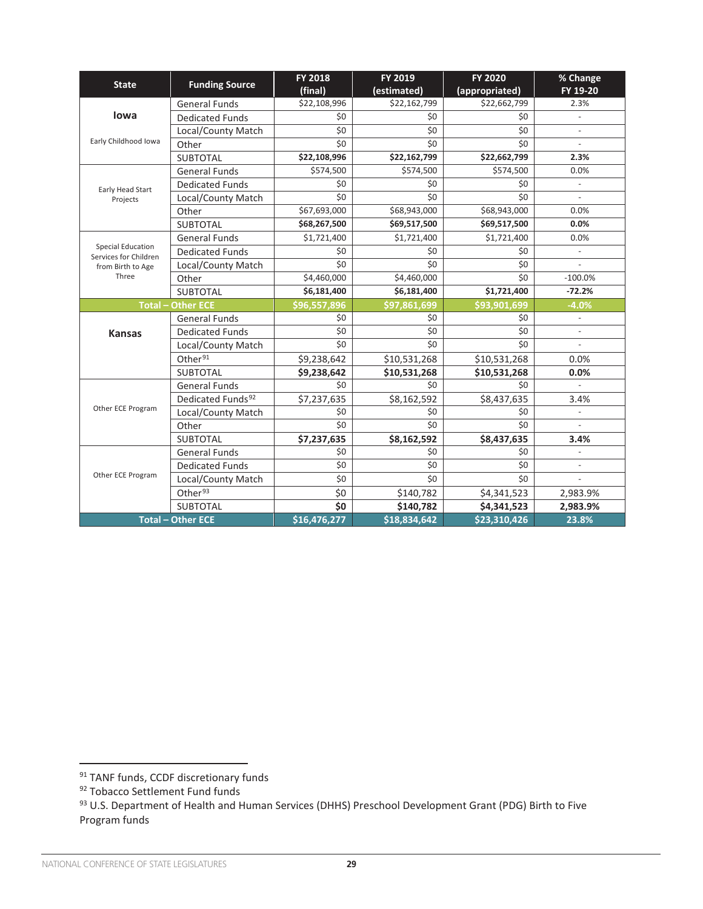| State | Funding Source | FY 2018 (final) | FY 2019 (estimated) | FY 2020 (appropriated) | % Change FY 19-20 |
|---|---|---|---|---|---|
| **Iowa** | General Funds | $22,108,996 | $22,162,799 | $22,662,799 | 2.3% |
| | Dedicated Funds | $0 | $0 | $0 | - |
| Early Childhood Iowa | Local/County Match | $0 | $0 | $0 | - |
| | Other | $0 | $0 | $0 | - |
| | SUBTOTAL | **$22,108,996** | **$22,162,799** | **$22,662,799** | **2.3%** |
| Early Head Start Projects | General Funds | $574,500 | $574,500 | $574,500 | 0.0% |
| | Dedicated Funds | $0 | $0 | $0 | - |
| | Local/County Match | $0 | $0 | $0 | - |
| | Other | $67,693,000 | $68,943,000 | $68,943,000 | 0.0% |
| | SUBTOTAL | **$68,267,500** | **$69,517,500** | **$69,517,500** | **0.0%** |
| Special Education Services for Children from Birth to Age Three | General Funds | $1,721,400 | $1,721,400 | $1,721,400 | 0.0% |
| | Dedicated Funds | $0 | $0 | $0 | - |
| | Local/County Match | $0 | $0 | $0 | - |
| | Other | $4,460,000 | $4,460,000 | $0 | -100.0% |
| | SUBTOTAL | **$6,181,400** | **$6,181,400** | **$1,721,400** | **-72.2%** |
| **Total – Other ECE** | | **$96,557,896** | **$97,861,699** | **$93,901,699** | **-4.0%** |
| **Kansas** | General Funds | $0 | $0 | $0 | - |
| | Dedicated Funds | $0 | $0 | $0 | - |
| | Local/County Match | $0 | $0 | $0 | - |
| | Other[91] | $9,238,642 | $10,531,268 | $10,531,268 | 0.0% |
| | SUBTOTAL | **$9,238,642** | **$10,531,268** | **$10,531,268** | **0.0%** |
| Other ECE Program | General Funds | $0 | $0 | $0 | - |
| | Dedicated Funds[92] | $7,237,635 | $8,162,592 | $8,437,635 | 3.4% |
| | Local/County Match | $0 | $0 | $0 | - |
| | Other | $0 | $0 | $0 | - |
| | SUBTOTAL | **$7,237,635** | **$8,162,592** | **$8,437,635** | **3.4%** |
| Other ECE Program | General Funds | $0 | $0 | $0 | - |
| | Dedicated Funds | $0 | $0 | $0 | - |
| | Local/County Match | $0 | $0 | $0 | - |
| | Other[93] | $0 | $140,782 | $4,341,523 | 2,983.9% |
| | SUBTOTAL | **$0** | **$140,782** | **$4,341,523** | **2,983.9%** |
| **Total – Other ECE** | | **$16,476,277** | **$18,834,642** | **$23,310,426** | **23.8%** |

[91] TANF funds, CCDF discretionary funds

[92] Tobacco Settlement Fund funds

[93] U.S. Department of Health and Human Services (DHHS) Preschool Development Grant (PDG) Birth to Five Program funds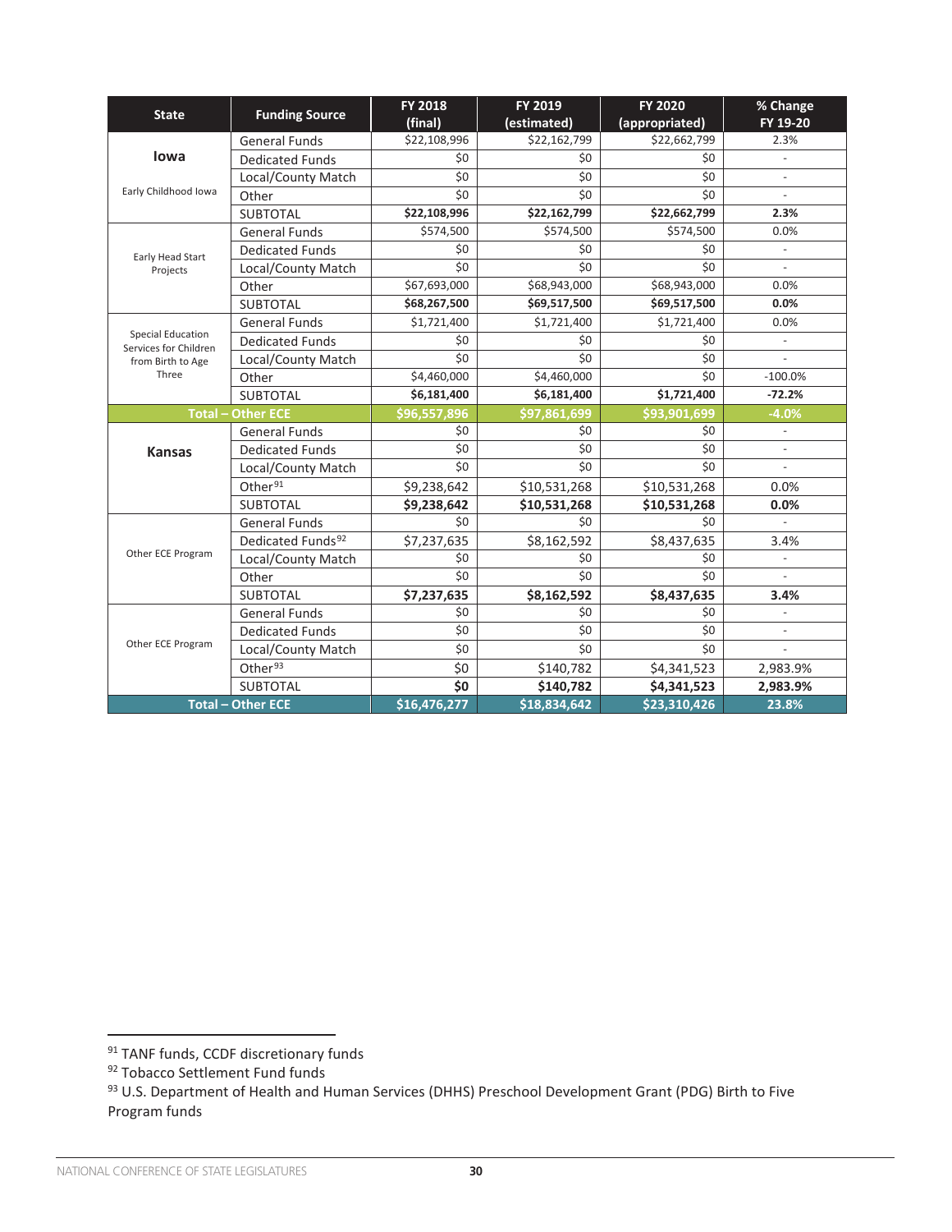| State | Funding Source | FY 2018 (final) | FY 2019 (estimated) | FY 2020 (appropriated) | % Change FY 19-20 |
|---|---|---|---|---|---|
| **Iowa** | General Funds | $22,108,996 | $22,162,799 | $22,662,799 | 2.3% |
| | Dedicated Funds | $0 | $0 | $0 | - |
| | Local/County Match | $0 | $0 | $0 | - |
| Early Childhood Iowa | Other | $0 | $0 | $0 | - |
| | SUBTOTAL | **$22,108,996** | **$22,162,799** | **$22,662,799** | **2.3%** |
| Early Head Start Projects | General Funds | $574,500 | $574,500 | $574,500 | 0.0% |
| | Dedicated Funds | $0 | $0 | $0 | - |
| | Local/County Match | $0 | $0 | $0 | - |
| | Other | $67,693,000 | $68,943,000 | $68,943,000 | 0.0% |
| | SUBTOTAL | **$68,267,500** | **$69,517,500** | **$69,517,500** | **0.0%** |
| Special Education Services for Children from Birth to Age Three | General Funds | $1,721,400 | $1,721,400 | $1,721,400 | 0.0% |
| | Dedicated Funds | $0 | $0 | $0 | - |
| | Local/County Match | $0 | $0 | $0 | - |
| | Other | $4,460,000 | $4,460,000 | $0 | -100.0% |
| | SUBTOTAL | **$6,181,400** | **$6,181,400** | **$1,721,400** | **-72.2%** |
| **Total – Other ECE** | | **$96,557,896** | **$97,861,699** | **$93,901,699** | **-4.0%** |
| **Kansas** | General Funds | $0 | $0 | $0 | - |
| | Dedicated Funds | $0 | $0 | $0 | - |
| | Local/County Match | $0 | $0 | $0 | - |
| | Other[91] | $9,238,642 | $10,531,268 | $10,531,268 | 0.0% |
| | SUBTOTAL | **$9,238,642** | **$10,531,268** | **$10,531,268** | **0.0%** |
| Other ECE Program | General Funds | $0 | $0 | $0 | - |
| | Dedicated Funds[92] | $7,237,635 | $8,162,592 | $8,437,635 | 3.4% |
| | Local/County Match | $0 | $0 | $0 | - |
| | Other | $0 | $0 | $0 | - |
| | SUBTOTAL | **$7,237,635** | **$8,162,592** | **$8,437,635** | **3.4%** |
| Other ECE Program | General Funds | $0 | $0 | $0 | - |
| | Dedicated Funds | $0 | $0 | $0 | - |
| | Local/County Match | $0 | $0 | $0 | - |
| | Other[93] | $0 | $140,782 | $4,341,523 | 2,983.9% |
| | SUBTOTAL | **$0** | **$140,782** | **$4,341,523** | **2,983.9%** |
| **Total – Other ECE** | | **$16,476,277** | **$18,834,642** | **$23,310,426** | **23.8%** |

[91] TANF funds, CCDF discretionary funds

[92] Tobacco Settlement Fund funds

[93] U.S. Department of Health and Human Services (DHHS) Preschool Development Grant (PDG) Birth to Five Program funds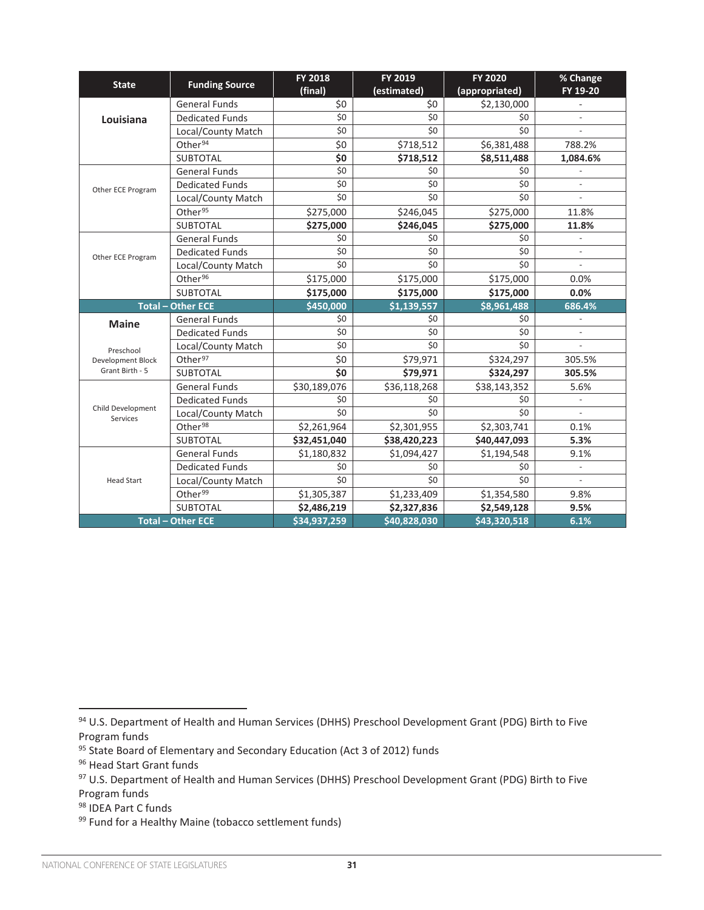| State | Funding Source | FY 2018 (final) | FY 2019 (estimated) | FY 2020 (appropriated) | % Change FY 19-20 |
|---|---|---|---|---|---|
| **Louisiana** | General Funds | $0 | $0 | $2,130,000 | - |
| | Dedicated Funds | $0 | $0 | $0 | - |
| | Local/County Match | $0 | $0 | $0 | - |
| | Other[94] | $0 | $718,512 | $6,381,488 | 788.2% |
| | SUBTOTAL | **$0** | **$718,512** | **$8,511,488** | **1,084.6%** |
| Other ECE Program | General Funds | $0 | $0 | $0 | - |
| | Dedicated Funds | $0 | $0 | $0 | - |
| | Local/County Match | $0 | $0 | $0 | - |
| | Other[95] | $275,000 | $246,045 | $275,000 | 11.8% |
| | SUBTOTAL | **$275,000** | **$246,045** | **$275,000** | **11.8%** |
| Other ECE Program | General Funds | $0 | $0 | $0 | - |
| | Dedicated Funds | $0 | $0 | $0 | - |
| | Local/County Match | $0 | $0 | $0 | - |
| | Other[96] | $175,000 | $175,000 | $175,000 | 0.0% |
| | SUBTOTAL | **$175,000** | **$175,000** | **$175,000** | **0.0%** |
| **Total – Other ECE** | | **$450,000** | **$1,139,557** | **$8,961,488** | **686.4%** |
| **Maine** Preschool Development Block Grant Birth - 5 | General Funds | $0 | $0 | $0 | - |
| | Dedicated Funds | $0 | $0 | $0 | - |
| | Local/County Match | $0 | $0 | $0 | - |
| | Other[97] | $0 | $79,971 | $324,297 | 305.5% |
| | SUBTOTAL | **$0** | **$79,971** | **$324,297** | **305.5%** |
| Child Development Services | General Funds | $30,189,076 | $36,118,268 | $38,143,352 | 5.6% |
| | Dedicated Funds | $0 | $0 | $0 | - |
| | Local/County Match | $0 | $0 | $0 | - |
| | Other[98] | $2,261,964 | $2,301,955 | $2,303,741 | 0.1% |
| | SUBTOTAL | **$32,451,040** | **$38,420,223** | **$40,447,093** | **5.3%** |
| Head Start | General Funds | $1,180,832 | $1,094,427 | $1,194,548 | 9.1% |
| | Dedicated Funds | $0 | $0 | $0 | - |
| | Local/County Match | $0 | $0 | $0 | - |
| | Other[99] | $1,305,387 | $1,233,409 | $1,354,580 | 9.8% |
| | SUBTOTAL | **$2,486,219** | **$2,327,836** | **$2,549,128** | **9.5%** |
| **Total – Other ECE** | | **$34,937,259** | **$40,828,030** | **$43,320,518** | **6.1%** |

[94] U.S. Department of Health and Human Services (DHHS) Preschool Development Grant (PDG) Birth to Five Program funds

[95] State Board of Elementary and Secondary Education (Act 3 of 2012) funds

[96] Head Start Grant funds

[97] U.S. Department of Health and Human Services (DHHS) Preschool Development Grant (PDG) Birth to Five Program funds

[98] IDEA Part C funds

[99] Fund for a Healthy Maine (tobacco settlement funds)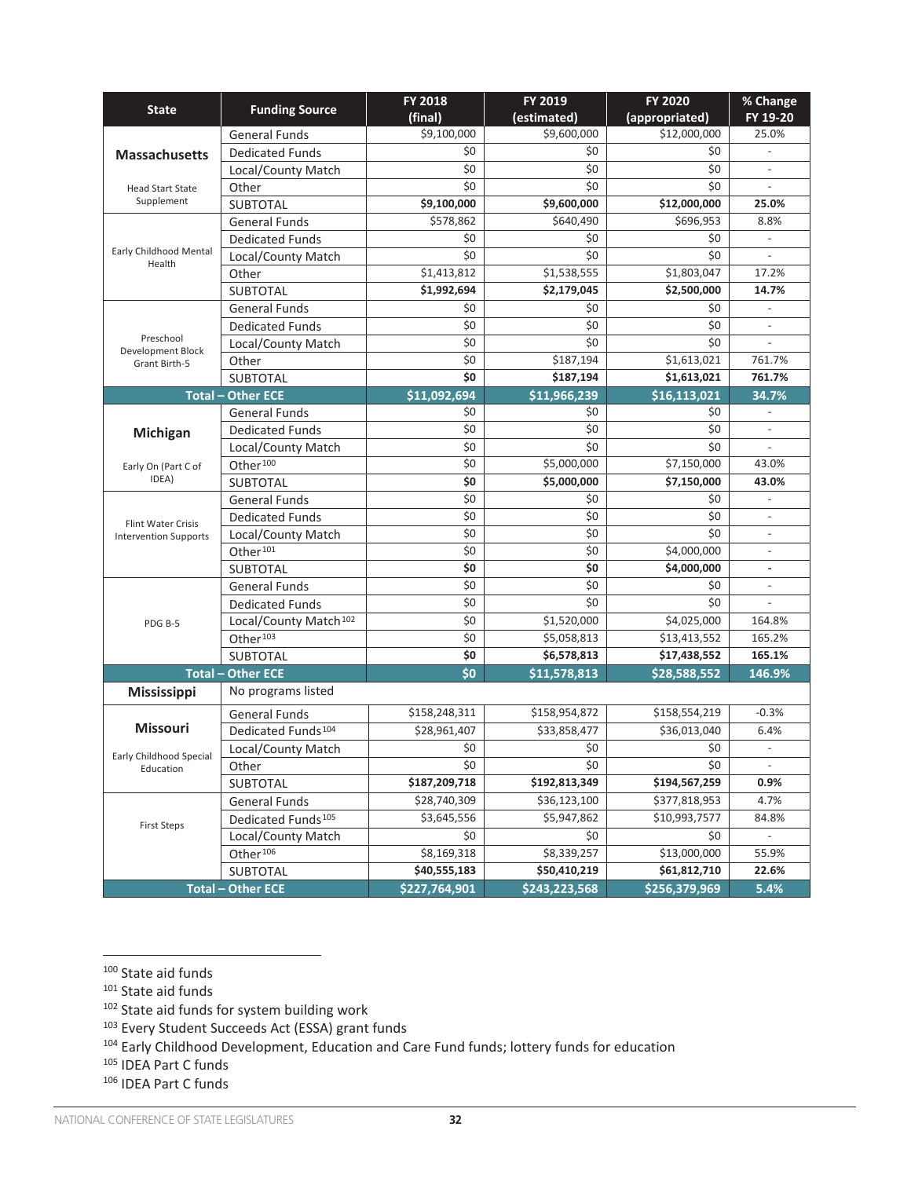| State | Funding Source | FY 2018 (final) | FY 2019 (estimated) | FY 2020 (appropriated) | % Change FY 19-20 |
|---|---|---|---|---|---|
| **Massachusetts** | General Funds | $9,100,000 | $9,600,000 | $12,000,000 | 25.0% |
| | Dedicated Funds | $0 | $0 | $0 | - |
| Head Start State Supplement | Local/County Match | $0 | $0 | $0 | - |
| | Other | $0 | $0 | $0 | - |
| | SUBTOTAL | **$9,100,000** | **$9,600,000** | **$12,000,000** | **25.0%** |
| Early Childhood Mental Health | General Funds | $578,862 | $640,490 | $696,953 | 8.8% |
| | Dedicated Funds | $0 | $0 | $0 | - |
| | Local/County Match | $0 | $0 | $0 | - |
| | Other | $1,413,812 | $1,538,555 | $1,803,047 | 17.2% |
| | SUBTOTAL | **$1,992,694** | **$2,179,045** | **$2,500,000** | **14.7%** |
| Preschool Development Block Grant Birth-5 | General Funds | $0 | $0 | $0 | - |
| | Dedicated Funds | $0 | $0 | $0 | - |
| | Local/County Match | $0 | $0 | $0 | - |
| | Other | $0 | $187,194 | $1,613,021 | 761.7% |
| | SUBTOTAL | **$0** | **$187,194** | **$1,613,021** | **761.7%** |
| **Total – Other ECE** | | **$11,092,694** | **$11,966,239** | **$16,113,021** | **34.7%** |
| **Michigan** | General Funds | $0 | $0 | $0 | - |
| | Dedicated Funds | $0 | $0 | $0 | - |
| Early On (Part C of IDEA) | Local/County Match | $0 | $0 | $0 | - |
| | Other[100] | $0 | $5,000,000 | $7,150,000 | 43.0% |
| | SUBTOTAL | **$0** | **$5,000,000** | **$7,150,000** | **43.0%** |
| Flint Water Crisis Intervention Supports | General Funds | $0 | $0 | $0 | - |
| | Dedicated Funds | $0 | $0 | $0 | - |
| | Local/County Match | $0 | $0 | $0 | - |
| | Other[101] | $0 | $0 | $4,000,000 | - |
| | SUBTOTAL | **$0** | **$0** | **$4,000,000** | **-** |
| PDG B-5 | General Funds | $0 | $0 | $0 | - |
| | Dedicated Funds | $0 | $0 | $0 | - |
| | Local/County Match[102] | $0 | $1,520,000 | $4,025,000 | 164.8% |
| | Other[103] | $0 | $5,058,813 | $13,413,552 | 165.2% |
| | SUBTOTAL | **$0** | **$6,578,813** | **$17,438,552** | **165.1%** |
| **Total – Other ECE** | | **$0** | **$11,578,813** | **$28,588,552** | **146.9%** |
| **Mississippi** | No programs listed | | | | |
| **Missouri** | General Funds | $158,248,311 | $158,954,872 | $158,554,219 | -0.3% |
| | Dedicated Funds[104] | $28,961,407 | $33,858,477 | $36,013,040 | 6.4% |
| Early Childhood Special Education | Local/County Match | $0 | $0 | $0 | - |
| | Other | $0 | $0 | $0 | - |
| | SUBTOTAL | **$187,209,718** | **$192,813,349** | **$194,567,259** | **0.9%** |
| First Steps | General Funds | $28,740,309 | $36,123,100 | $377,818,953 | 4.7% |
| | Dedicated Funds[105] | $3,645,556 | $5,947,862 | $10,993,7577 | 84.8% |
| | Local/County Match | $0 | $0 | $0 | - |
| | Other[106] | $8,169,318 | $8,339,257 | $13,000,000 | 55.9% |
| | SUBTOTAL | **$40,555,183** | **$50,410,219** | **$61,812,710** | **22.6%** |
| **Total – Other ECE** | | **$227,764,901** | **$243,223,568** | **$256,379,969** | **5.4%** |

---

[100] State aid funds

[101] State aid funds

[102] State aid funds for system building work

[103] Every Student Succeeds Act (ESSA) grant funds

[104] Early Childhood Development, Education and Care Fund funds; lottery funds for education

[105] IDEA Part C funds

[106] IDEA Part C funds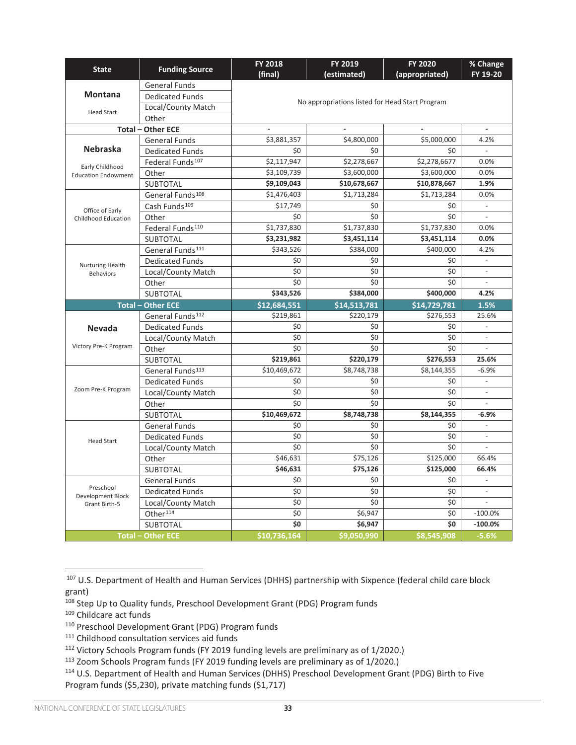| State | Funding Source | FY 2018 (final) | FY 2019 (estimated) | FY 2020 (appropriated) | % Change FY 19-20 |
|---|---|---|---|---|---|
| **Montana** Head Start | General Funds | No appropriations listed for Head Start Program | | | |
| | Dedicated Funds | | | | |
| | Local/County Match | | | | |
| | Other | | | | |
| **Total – Other ECE** | | - | - | - | - |
| **Nebraska** Early Childhood Education Endowment | General Funds | $3,881,357 | $4,800,000 | $5,000,000 | 4.2% |
| | Dedicated Funds | $0 | $0 | $0 | - |
| | Federal Funds[107] | $2,117,947 | $2,278,667 | $2,278,6677 | 0.0% |
| | Other | $3,109,739 | $3,600,000 | $3,600,000 | 0.0% |
| | SUBTOTAL | **$9,109,043** | **$10,678,667** | **$10,878,667** | **1.9%** |
| Office of Early Childhood Education | General Funds[108] | $1,476,403 | $1,713,284 | $1,713,284 | 0.0% |
| | Cash Funds[109] | $17,749 | $0 | $0 | - |
| | Other | $0 | $0 | $0 | - |
| | Federal Funds[110] | $1,737,830 | $1,737,830 | $1,737,830 | 0.0% |
| | SUBTOTAL | **$3,231,982** | **$3,451,114** | **$3,451,114** | **0.0%** |
| Nurturing Health Behaviors | General Funds[111] | $343,526 | $384,000 | $400,000 | 4.2% |
| | Dedicated Funds | $0 | $0 | $0 | - |
| | Local/County Match | $0 | $0 | $0 | - |
| | Other | $0 | $0 | $0 | - |
| | SUBTOTAL | **$343,526** | **$384,000** | **$400,000** | **4.2%** |
| **Total – Other ECE** | | **$12,684,551** | **$14,513,781** | **$14,729,781** | **1.5%** |
| **Nevada** Victory Pre-K Program | General Funds[112] | $219,861 | $220,179 | $276,553 | 25.6% |
| | Dedicated Funds | $0 | $0 | $0 | - |
| | Local/County Match | $0 | $0 | $0 | - |
| | Other | $0 | $0 | $0 | - |
| | SUBTOTAL | **$219,861** | **$220,179** | **$276,553** | **25.6%** |
| Zoom Pre-K Program | General Funds[113] | $10,469,672 | $8,748,738 | $8,144,355 | -6.9% |
| | Dedicated Funds | $0 | $0 | $0 | - |
| | Local/County Match | $0 | $0 | $0 | - |
| | Other | $0 | $0 | $0 | - |
| | SUBTOTAL | **$10,469,672** | **$8,748,738** | **$8,144,355** | **-6.9%** |
| Head Start | General Funds | $0 | $0 | $0 | - |
| | Dedicated Funds | $0 | $0 | $0 | - |
| | Local/County Match | $0 | $0 | $0 | - |
| | Other | $46,631 | $75,126 | $125,000 | 66.4% |
| | SUBTOTAL | **$46,631** | **$75,126** | **$125,000** | **66.4%** |
| Preschool Development Block Grant Birth-5 | General Funds | $0 | $0 | $0 | - |
| | Dedicated Funds | $0 | $0 | $0 | - |
| | Local/County Match | $0 | $0 | $0 | - |
| | Other[114] | $0 | $6,947 | $0 | -100.0% |
| | SUBTOTAL | **$0** | **$6,947** | **$0** | **-100.0%** |
| **Total – Other ECE** | | **$10,736,164** | **$9,050,990** | **$8,545,908** | **-5.6%** |

[107] U.S. Department of Health and Human Services (DHHS) partnership with Sixpence (federal child care block grant)

[108] Step Up to Quality funds, Preschool Development Grant (PDG) Program funds

[109] Childcare act funds

[110] Preschool Development Grant (PDG) Program funds

[111] Childhood consultation services aid funds

[112] Victory Schools Program funds (FY 2019 funding levels are preliminary as of 1/2020.)

[113] Zoom Schools Program funds (FY 2019 funding levels are preliminary as of 1/2020.)

[114] U.S. Department of Health and Human Services (DHHS) Preschool Development Grant (PDG) Birth to Five Program funds ($5,230), private matching funds ($1,717)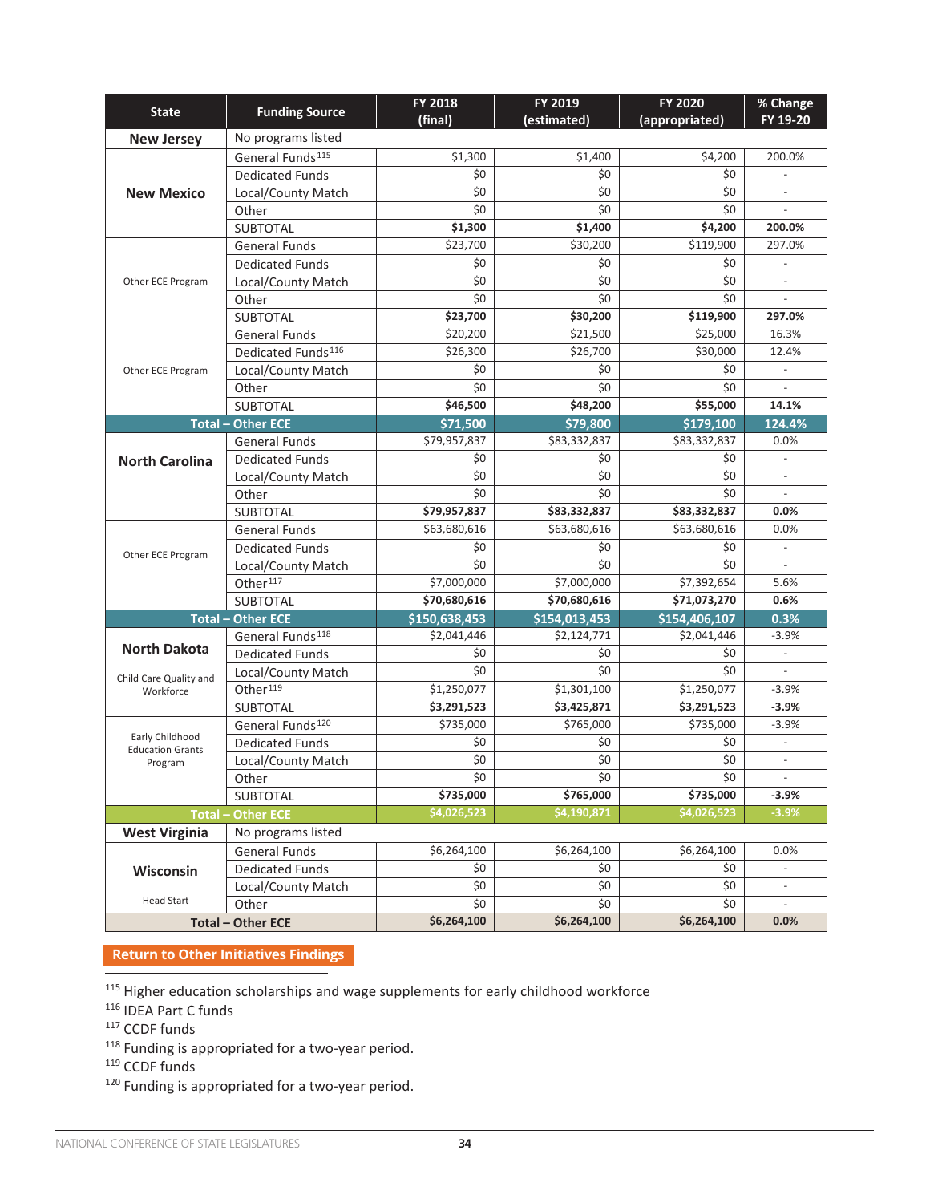| State | Funding Source | FY 2018 (final) | FY 2019 (estimated) | FY 2020 (appropriated) | % Change FY 19-20 |
|---|---|---|---|---|---|
| **New Jersey** | No programs listed | | | | |
| **New Mexico** | General Funds[115] | $1,300 | $1,400 | $4,200 | 200.0% |
| | Dedicated Funds | $0 | $0 | $0 | - |
| | Local/County Match | $0 | $0 | $0 | - |
| | Other | $0 | $0 | $0 | - |
| | SUBTOTAL | **$1,300** | **$1,400** | **$4,200** | **200.0%** |
| Other ECE Program | General Funds | $23,700 | $30,200 | $119,900 | 297.0% |
| | Dedicated Funds | $0 | $0 | $0 | - |
| | Local/County Match | $0 | $0 | $0 | - |
| | Other | $0 | $0 | $0 | - |
| | SUBTOTAL | **$23,700** | **$30,200** | **$119,900** | **297.0%** |
| Other ECE Program | General Funds | $20,200 | $21,500 | $25,000 | 16.3% |
| | Dedicated Funds[116] | $26,300 | $26,700 | $30,000 | 12.4% |
| | Local/County Match | $0 | $0 | $0 | - |
| | Other | $0 | $0 | $0 | - |
| | SUBTOTAL | **$46,500** | **$48,200** | **$55,000** | **14.1%** |
| **Total – Other ECE** | | **$71,500** | **$79,800** | **$179,100** | **124.4%** |
| **North Carolina** | General Funds | $79,957,837 | $83,332,837 | $83,332,837 | 0.0% |
| | Dedicated Funds | $0 | $0 | $0 | - |
| | Local/County Match | $0 | $0 | $0 | - |
| | Other | $0 | $0 | $0 | - |
| | SUBTOTAL | **$79,957,837** | **$83,332,837** | **$83,332,837** | **0.0%** |
| Other ECE Program | General Funds | $63,680,616 | $63,680,616 | $63,680,616 | 0.0% |
| | Dedicated Funds | $0 | $0 | $0 | - |
| | Local/County Match | $0 | $0 | $0 | - |
| | Other[117] | $7,000,000 | $7,000,000 | $7,392,654 | 5.6% |
| | SUBTOTAL | **$70,680,616** | **$70,680,616** | **$71,073,270** | **0.6%** |
| **Total – Other ECE** | | **$150,638,453** | **$154,013,453** | **$154,406,107** | **0.3%** |
| **North Dakota** Child Care Quality and Workforce | General Funds[118] | $2,041,446 | $2,124,771 | $2,041,446 | -3.9% |
| | Dedicated Funds | $0 | $0 | $0 | - |
| | Local/County Match | $0 | $0 | $0 | - |
| | Other[119] | $1,250,077 | $1,301,100 | $1,250,077 | -3.9% |
| | SUBTOTAL | **$3,291,523** | **$3,425,871** | **$3,291,523** | **-3.9%** |
| Early Childhood Education Grants Program | General Funds[120] | $735,000 | $765,000 | $735,000 | -3.9% |
| | Dedicated Funds | $0 | $0 | $0 | - |
| | Local/County Match | $0 | $0 | $0 | - |
| | Other | $0 | $0 | $0 | - |
| | SUBTOTAL | **$735,000** | **$765,000** | **$735,000** | **-3.9%** |
| **Total – Other ECE** | | **$4,026,523** | **$4,190,871** | **$4,026,523** | **-3.9%** |
| **West Virginia** | No programs listed | | | | |
| **Wisconsin** Head Start | General Funds | $6,264,100 | $6,264,100 | $6,264,100 | 0.0% |
| | Dedicated Funds | $0 | $0 | $0 | - |
| | Local/County Match | $0 | $0 | $0 | - |
| | Other | $0 | $0 | $0 | - |
| **Total – Other ECE** | | **$6,264,100** | **$6,264,100** | **$6,264,100** | **0.0%** |

**Return to Other Initiatives Findings**

[115] Higher education scholarships and wage supplements for early childhood workforce

[116] IDEA Part C funds

[117] CCDF funds

[118] Funding is appropriated for a two-year period.

[119] CCDF funds

[120] Funding is appropriated for a two-year period.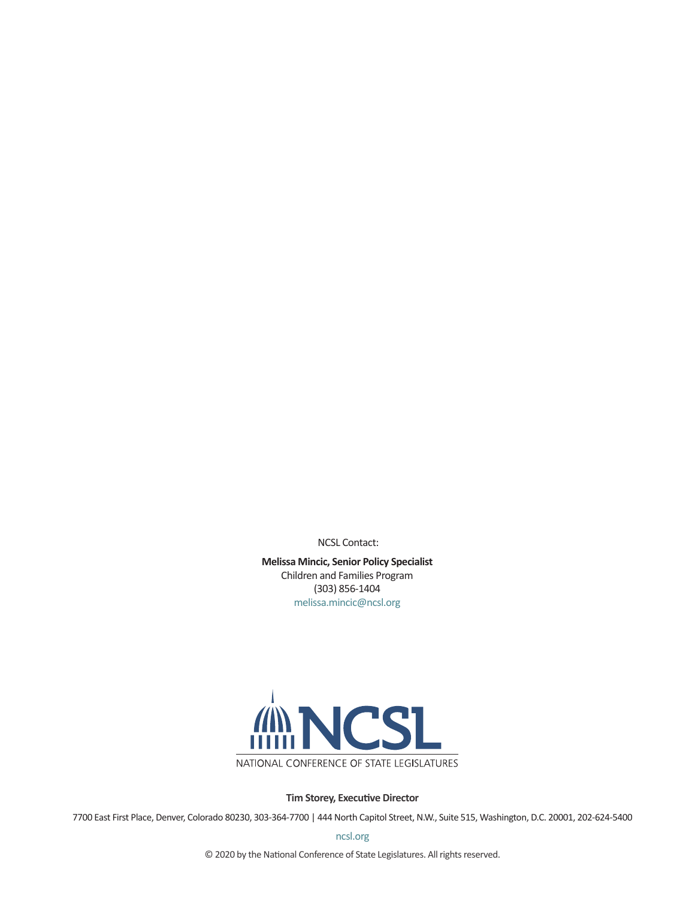NCSL Contact:

**Melissa Mincic, Senior Policy Specialist**
Children and Families Program
(303) 856-1404
melissa.mincic@ncsl.org

NCSL
NATIONAL CONFERENCE OF STATE LEGISLATURES

**Tim Storey, Executive Director**

7700 East First Place, Denver, Colorado 80230, 303-364-7700 | 444 North Capitol Street, N.W., Suite 515, Washington, D.C. 20001, 202-624-5400

ncsl.org

© 2020 by the National Conference of State Legislatures. All rights reserved.